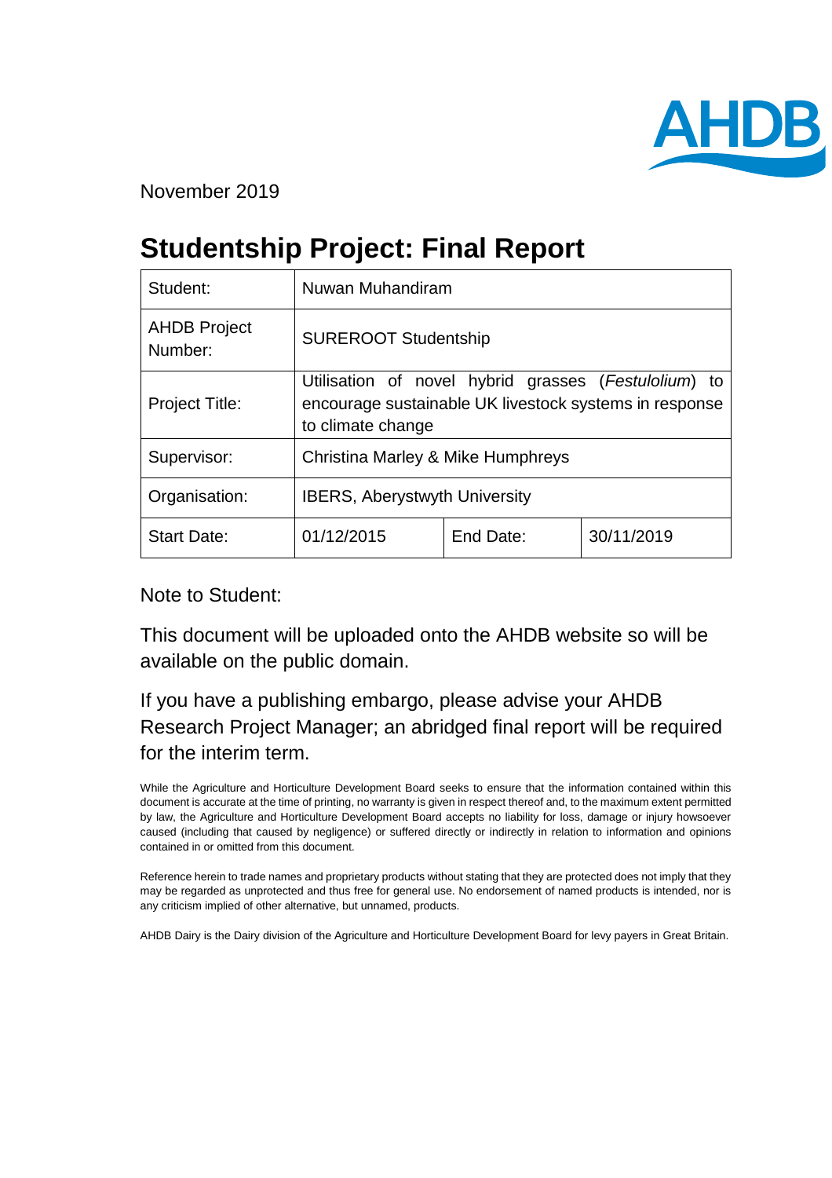AHDB

November 2019

# Studentship Project: Final Report

| Student: | Nuwan Muhandiram | | |
|---|---|---|---|
| AHDB Project Number: | SUREROOT Studentship | | |
| Project Title: | Utilisation of novel hybrid grasses (*Festulolium*) to encourage sustainable UK livestock systems in response to climate change | | |
| Supervisor: | Christina Marley & Mike Humphreys | | |
| Organisation: | IBERS, Aberystwyth University | | |
| Start Date: | 01/12/2015 | End Date: | 30/11/2019 |

Note to Student:

This document will be uploaded onto the AHDB website so will be available on the public domain.

If you have a publishing embargo, please advise your AHDB Research Project Manager; an abridged final report will be required for the interim term.

While the Agriculture and Horticulture Development Board seeks to ensure that the information contained within this document is accurate at the time of printing, no warranty is given in respect thereof and, to the maximum extent permitted by law, the Agriculture and Horticulture Development Board accepts no liability for loss, damage or injury howsoever caused (including that caused by negligence) or suffered directly or indirectly in relation to information and opinions contained in or omitted from this document.

Reference herein to trade names and proprietary products without stating that they are protected does not imply that they may be regarded as unprotected and thus free for general use. No endorsement of named products is intended, nor is any criticism implied of other alternative, but unnamed, products.

AHDB Dairy is the Dairy division of the Agriculture and Horticulture Development Board for levy payers in Great Britain.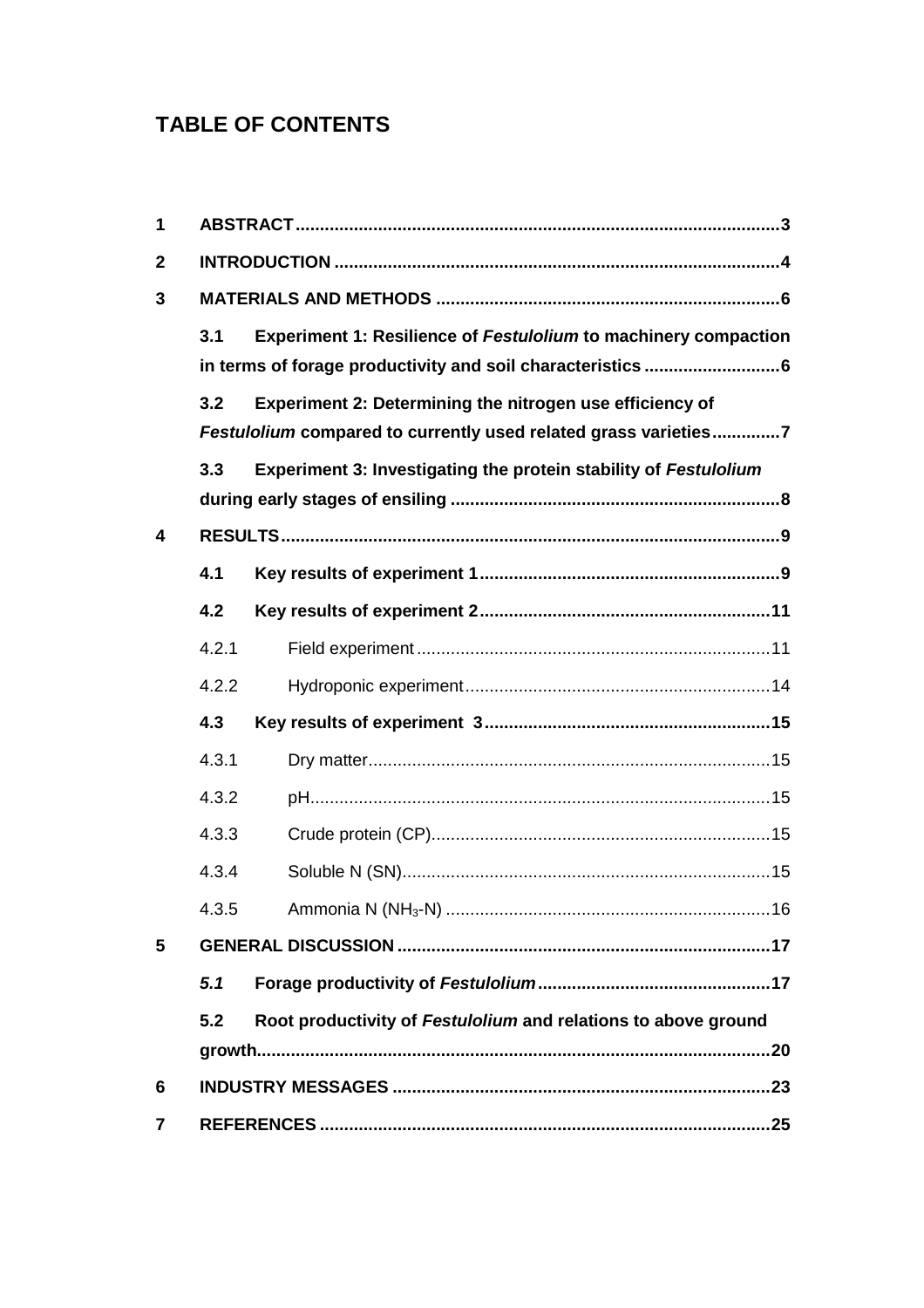# TABLE OF CONTENTS

| | | | |
|---|---|---|---|
| **1** | **ABSTRACT** | | **3** |
| **2** | **INTRODUCTION** | | **4** |
| **3** | **MATERIALS AND METHODS** | | **6** |
| | **3.1** | **Experiment 1: Resilience of *Festulolium* to machinery compaction in terms of forage productivity and soil characteristics** | **6** |
| | **3.2** | **Experiment 2: Determining the nitrogen use efficiency of *Festulolium* compared to currently used related grass varieties** | **7** |
| | **3.3** | **Experiment 3: Investigating the protein stability of *Festulolium* during early stages of ensiling** | **8** |
| **4** | **RESULTS** | | **9** |
| | **4.1** | **Key results of experiment 1** | **9** |
| | **4.2** | **Key results of experiment 2** | **11** |
| | 4.2.1 | Field experiment | 11 |
| | 4.2.2 | Hydroponic experiment | 14 |
| | **4.3** | **Key results of experiment 3** | **15** |
| | 4.3.1 | Dry matter | 15 |
| | 4.3.2 | pH | 15 |
| | 4.3.3 | Crude protein (CP) | 15 |
| | 4.3.4 | Soluble N (SN) | 15 |
| | 4.3.5 | Ammonia N ($NH_3$-N) | 16 |
| **5** | **GENERAL DISCUSSION** | | **17** |
| | ***5.1*** | **Forage productivity of *Festulolium*** | **17** |
| | **5.2** | **Root productivity of *Festulolium* and relations to above ground growth** | **20** |
| **6** | **INDUSTRY MESSAGES** | | **23** |
| **7** | **REFERENCES** | | **25** |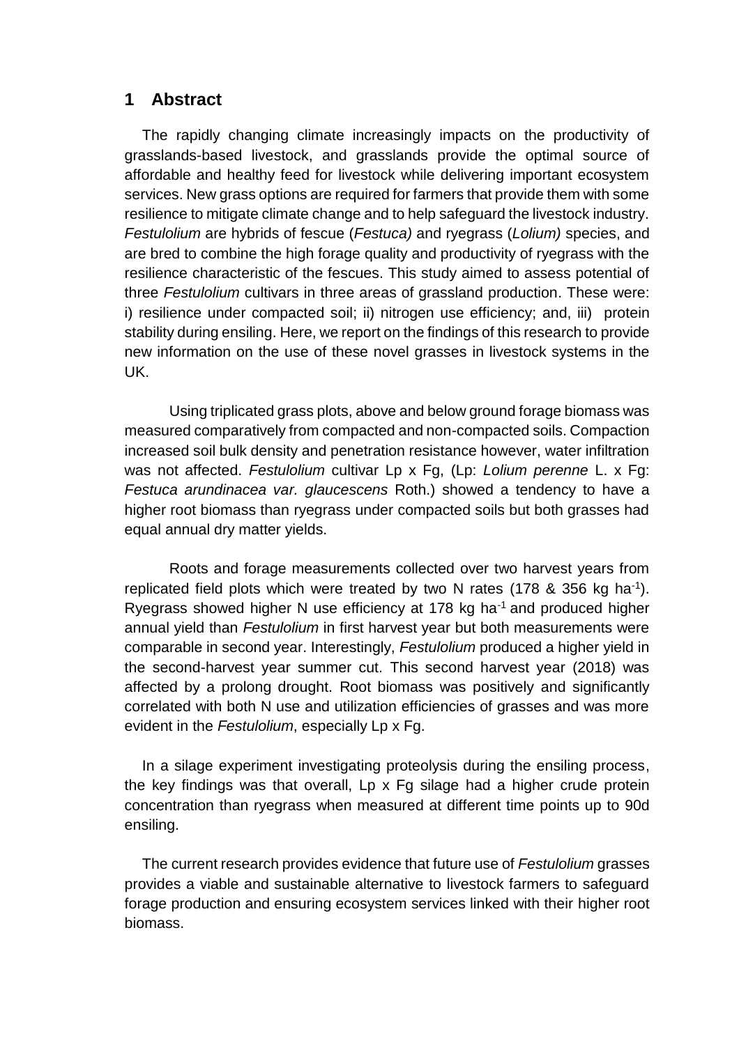# 1 Abstract

The rapidly changing climate increasingly impacts on the productivity of grasslands-based livestock, and grasslands provide the optimal source of affordable and healthy feed for livestock while delivering important ecosystem services. New grass options are required for farmers that provide them with some resilience to mitigate climate change and to help safeguard the livestock industry. *Festulolium* are hybrids of fescue (*Festuca)* and ryegrass (*Lolium)* species, and are bred to combine the high forage quality and productivity of ryegrass with the resilience characteristic of the fescues. This study aimed to assess potential of three *Festulolium* cultivars in three areas of grassland production. These were: i) resilience under compacted soil; ii) nitrogen use efficiency; and, iii) protein stability during ensiling. Here, we report on the findings of this research to provide new information on the use of these novel grasses in livestock systems in the UK.

Using triplicated grass plots, above and below ground forage biomass was measured comparatively from compacted and non-compacted soils. Compaction increased soil bulk density and penetration resistance however, water infiltration was not affected. *Festulolium* cultivar Lp x Fg, (Lp: *Lolium perenne* L. x Fg: *Festuca arundinacea var. glaucescens* Roth.) showed a tendency to have a higher root biomass than ryegrass under compacted soils but both grasses had equal annual dry matter yields.

Roots and forage measurements collected over two harvest years from replicated field plots which were treated by two N rates (178 & 356 kg ha$^{-1}$). Ryegrass showed higher N use efficiency at 178 kg ha$^{-1}$ and produced higher annual yield than *Festulolium* in first harvest year but both measurements were comparable in second year. Interestingly, *Festulolium* produced a higher yield in the second-harvest year summer cut. This second harvest year (2018) was affected by a prolong drought. Root biomass was positively and significantly correlated with both N use and utilization efficiencies of grasses and was more evident in the *Festulolium*, especially Lp x Fg.

In a silage experiment investigating proteolysis during the ensiling process, the key findings was that overall, Lp x Fg silage had a higher crude protein concentration than ryegrass when measured at different time points up to 90d ensiling.

The current research provides evidence that future use of *Festulolium* grasses provides a viable and sustainable alternative to livestock farmers to safeguard forage production and ensuring ecosystem services linked with their higher root biomass.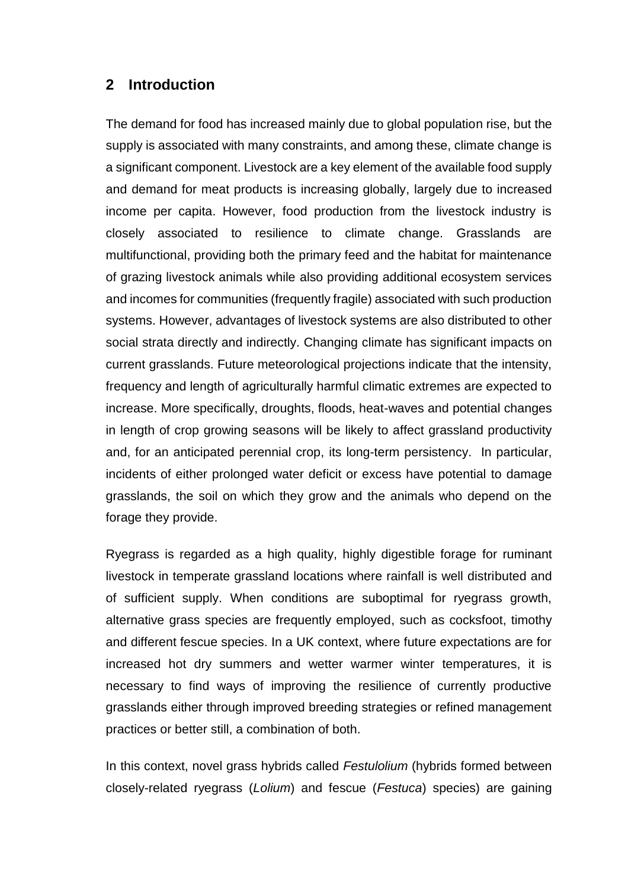## 2 Introduction

The demand for food has increased mainly due to global population rise, but the supply is associated with many constraints, and among these, climate change is a significant component. Livestock are a key element of the available food supply and demand for meat products is increasing globally, largely due to increased income per capita. However, food production from the livestock industry is closely associated to resilience to climate change. Grasslands are multifunctional, providing both the primary feed and the habitat for maintenance of grazing livestock animals while also providing additional ecosystem services and incomes for communities (frequently fragile) associated with such production systems. However, advantages of livestock systems are also distributed to other social strata directly and indirectly. Changing climate has significant impacts on current grasslands. Future meteorological projections indicate that the intensity, frequency and length of agriculturally harmful climatic extremes are expected to increase. More specifically, droughts, floods, heat-waves and potential changes in length of crop growing seasons will be likely to affect grassland productivity and, for an anticipated perennial crop, its long-term persistency. In particular, incidents of either prolonged water deficit or excess have potential to damage grasslands, the soil on which they grow and the animals who depend on the forage they provide.

Ryegrass is regarded as a high quality, highly digestible forage for ruminant livestock in temperate grassland locations where rainfall is well distributed and of sufficient supply. When conditions are suboptimal for ryegrass growth, alternative grass species are frequently employed, such as cocksfoot, timothy and different fescue species. In a UK context, where future expectations are for increased hot dry summers and wetter warmer winter temperatures, it is necessary to find ways of improving the resilience of currently productive grasslands either through improved breeding strategies or refined management practices or better still, a combination of both.

In this context, novel grass hybrids called *Festulolium* (hybrids formed between closely-related ryegrass (*Lolium*) and fescue (*Festuca*) species) are gaining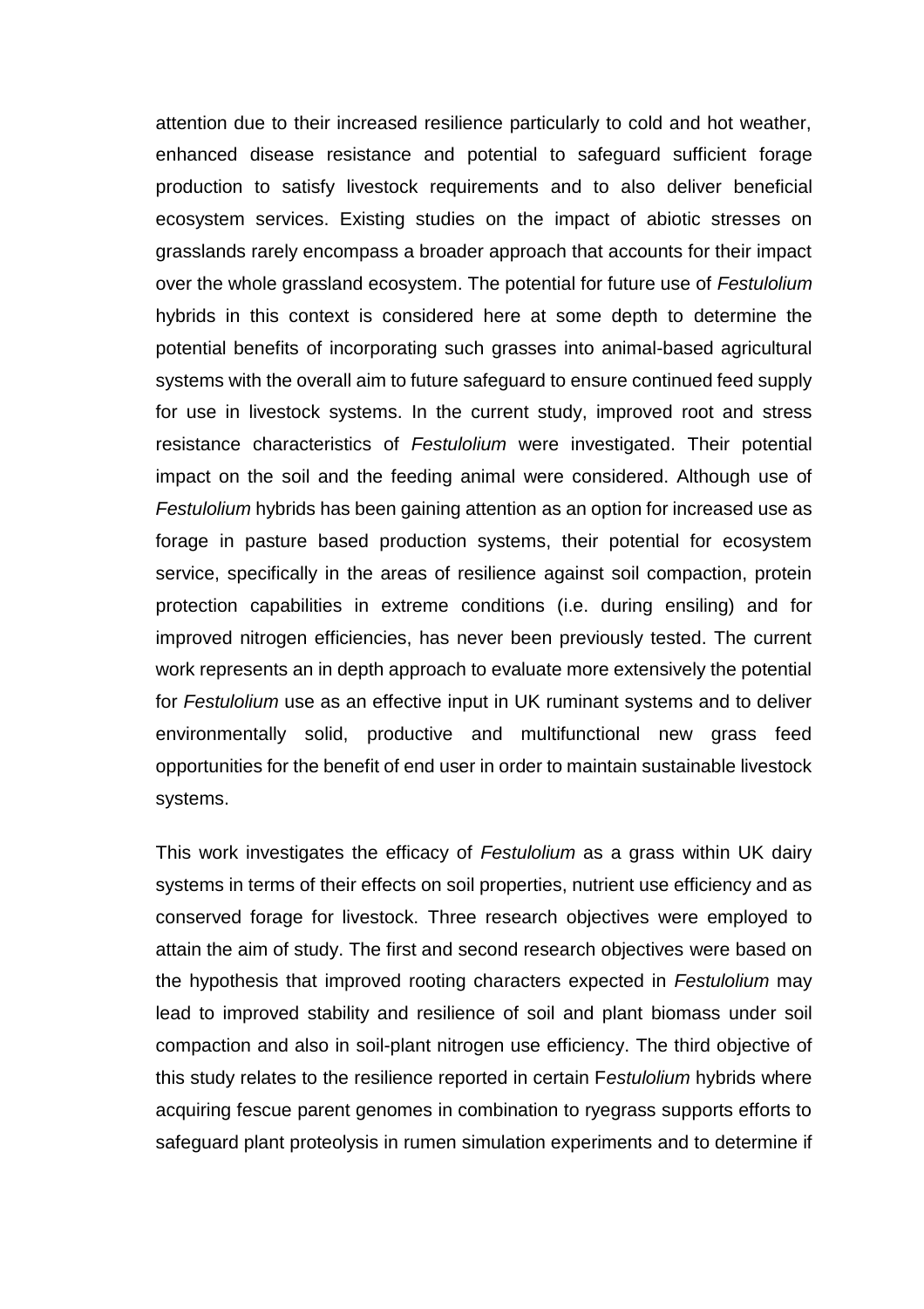attention due to their increased resilience particularly to cold and hot weather, enhanced disease resistance and potential to safeguard sufficient forage production to satisfy livestock requirements and to also deliver beneficial ecosystem services. Existing studies on the impact of abiotic stresses on grasslands rarely encompass a broader approach that accounts for their impact over the whole grassland ecosystem. The potential for future use of *Festulolium* hybrids in this context is considered here at some depth to determine the potential benefits of incorporating such grasses into animal-based agricultural systems with the overall aim to future safeguard to ensure continued feed supply for use in livestock systems. In the current study, improved root and stress resistance characteristics of *Festulolium* were investigated. Their potential impact on the soil and the feeding animal were considered. Although use of *Festulolium* hybrids has been gaining attention as an option for increased use as forage in pasture based production systems, their potential for ecosystem service, specifically in the areas of resilience against soil compaction, protein protection capabilities in extreme conditions (i.e. during ensiling) and for improved nitrogen efficiencies, has never been previously tested. The current work represents an in depth approach to evaluate more extensively the potential for *Festulolium* use as an effective input in UK ruminant systems and to deliver environmentally solid, productive and multifunctional new grass feed opportunities for the benefit of end user in order to maintain sustainable livestock systems.

This work investigates the efficacy of *Festulolium* as a grass within UK dairy systems in terms of their effects on soil properties, nutrient use efficiency and as conserved forage for livestock. Three research objectives were employed to attain the aim of study. The first and second research objectives were based on the hypothesis that improved rooting characters expected in *Festulolium* may lead to improved stability and resilience of soil and plant biomass under soil compaction and also in soil-plant nitrogen use efficiency. The third objective of this study relates to the resilience reported in certain F*estulolium* hybrids where acquiring fescue parent genomes in combination to ryegrass supports efforts to safeguard plant proteolysis in rumen simulation experiments and to determine if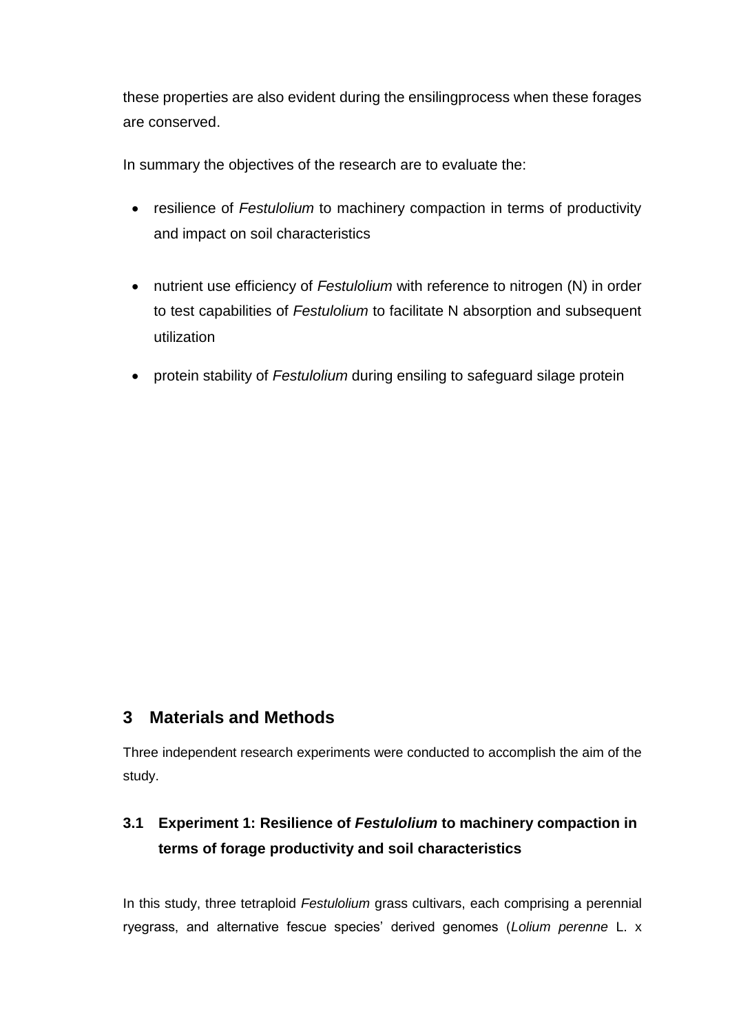these properties are also evident during the ensilingprocess when these forages are conserved.

In summary the objectives of the research are to evaluate the:

- resilience of *Festulolium* to machinery compaction in terms of productivity and impact on soil characteristics
- nutrient use efficiency of *Festulolium* with reference to nitrogen (N) in order to test capabilities of *Festulolium* to facilitate N absorption and subsequent utilization
- protein stability of *Festulolium* during ensiling to safeguard silage protein

# 3 Materials and Methods

Three independent research experiments were conducted to accomplish the aim of the study.

## 3.1 Experiment 1: Resilience of *Festulolium* to machinery compaction in terms of forage productivity and soil characteristics

In this study, three tetraploid *Festulolium* grass cultivars, each comprising a perennial ryegrass, and alternative fescue species' derived genomes (*Lolium perenne* L. x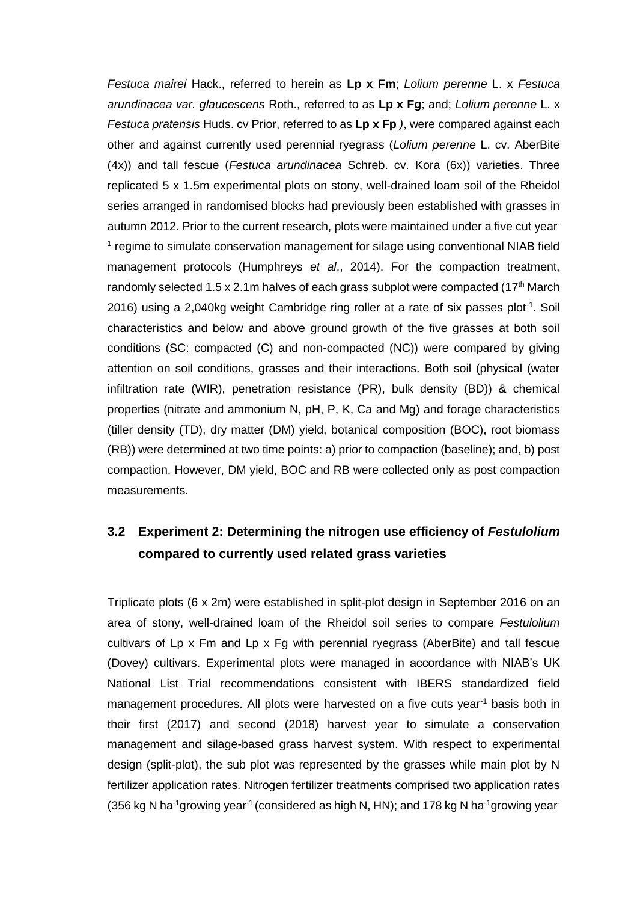*Festuca mairei* Hack., referred to herein as **Lp x Fm**; *Lolium perenne* L. x *Festuca arundinacea var. glaucescens* Roth., referred to as **Lp x Fg**; and; *Lolium perenne* L. x *Festuca pratensis* Huds. cv Prior, referred to as **Lp x Fp** *)*, were compared against each other and against currently used perennial ryegrass (*Lolium perenne* L. cv. AberBite (4x)) and tall fescue (*Festuca arundinacea* Schreb. cv. Kora (6x)) varieties. Three replicated 5 x 1.5m experimental plots on stony, well-drained loam soil of the Rheidol series arranged in randomised blocks had previously been established with grasses in autumn 2012. Prior to the current research, plots were maintained under a five cut year$^{-1}$ regime to simulate conservation management for silage using conventional NIAB field management protocols (Humphreys *et al*., 2014). For the compaction treatment, randomly selected 1.5 x 2.1m halves of each grass subplot were compacted (17$^{th}$ March 2016) using a 2,040kg weight Cambridge ring roller at a rate of six passes plot$^{-1}$. Soil characteristics and below and above ground growth of the five grasses at both soil conditions (SC: compacted (C) and non-compacted (NC)) were compared by giving attention on soil conditions, grasses and their interactions. Both soil (physical (water infiltration rate (WIR), penetration resistance (PR), bulk density (BD)) & chemical properties (nitrate and ammonium N, pH, P, K, Ca and Mg) and forage characteristics (tiller density (TD), dry matter (DM) yield, botanical composition (BOC), root biomass (RB)) were determined at two time points: a) prior to compaction (baseline); and, b) post compaction. However, DM yield, BOC and RB were collected only as post compaction measurements.

## 3.2 Experiment 2: Determining the nitrogen use efficiency of *Festulolium* compared to currently used related grass varieties

Triplicate plots (6 x 2m) were established in split-plot design in September 2016 on an area of stony, well-drained loam of the Rheidol soil series to compare *Festulolium* cultivars of Lp x Fm and Lp x Fg with perennial ryegrass (AberBite) and tall fescue (Dovey) cultivars. Experimental plots were managed in accordance with NIAB's UK National List Trial recommendations consistent with IBERS standardized field management procedures. All plots were harvested on a five cuts year$^{-1}$ basis both in their first (2017) and second (2018) harvest year to simulate a conservation management and silage-based grass harvest system. With respect to experimental design (split-plot), the sub plot was represented by the grasses while main plot by N fertilizer application rates. Nitrogen fertilizer treatments comprised two application rates (356 kg N ha$^{-1}$growing year$^{-1}$ (considered as high N, HN); and 178 kg N ha$^{-1}$growing year$^{-}$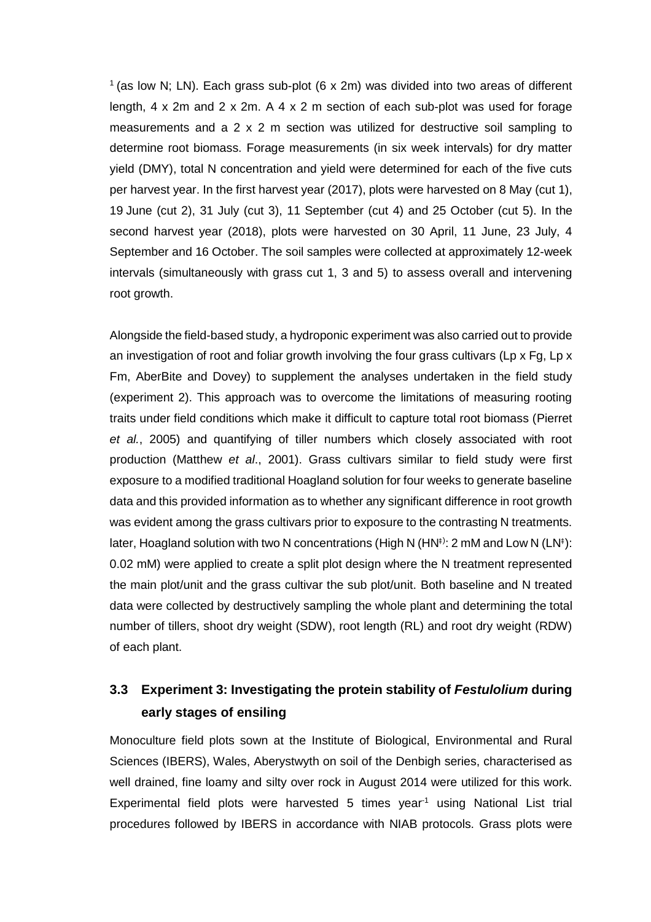$^{-1}$ (as low N; LN). Each grass sub-plot (6 x 2m) was divided into two areas of different length, 4 x 2m and 2 x 2m. A 4 x 2 m section of each sub-plot was used for forage measurements and a 2 x 2 m section was utilized for destructive soil sampling to determine root biomass. Forage measurements (in six week intervals) for dry matter yield (DMY), total N concentration and yield were determined for each of the five cuts per harvest year. In the first harvest year (2017), plots were harvested on 8 May (cut 1), 19 June (cut 2), 31 July (cut 3), 11 September (cut 4) and 25 October (cut 5). In the second harvest year (2018), plots were harvested on 30 April, 11 June, 23 July, 4 September and 16 October. The soil samples were collected at approximately 12-week intervals (simultaneously with grass cut 1, 3 and 5) to assess overall and intervening root growth.

Alongside the field-based study, a hydroponic experiment was also carried out to provide an investigation of root and foliar growth involving the four grass cultivars (Lp x Fg, Lp x Fm, AberBite and Dovey) to supplement the analyses undertaken in the field study (experiment 2). This approach was to overcome the limitations of measuring rooting traits under field conditions which make it difficult to capture total root biomass (Pierret *et al.*, 2005) and quantifying of tiller numbers which closely associated with root production (Matthew *et al*., 2001). Grass cultivars similar to field study were first exposure to a modified traditional Hoagland solution for four weeks to generate baseline data and this provided information as to whether any significant difference in root growth was evident among the grass cultivars prior to exposure to the contrasting N treatments. later, Hoagland solution with two N concentrations (High N (HN[ǂ]): 2 mM and Low N (LN[ǂ]): 0.02 mM) were applied to create a split plot design where the N treatment represented the main plot/unit and the grass cultivar the sub plot/unit. Both baseline and N treated data were collected by destructively sampling the whole plant and determining the total number of tillers, shoot dry weight (SDW), root length (RL) and root dry weight (RDW) of each plant.

### 3.3 Experiment 3: Investigating the protein stability of *Festulolium* during early stages of ensiling

Monoculture field plots sown at the Institute of Biological, Environmental and Rural Sciences (IBERS), Wales, Aberystwyth on soil of the Denbigh series, characterised as well drained, fine loamy and silty over rock in August 2014 were utilized for this work. Experimental field plots were harvested 5 times year$^{-1}$ using National List trial procedures followed by IBERS in accordance with NIAB protocols. Grass plots were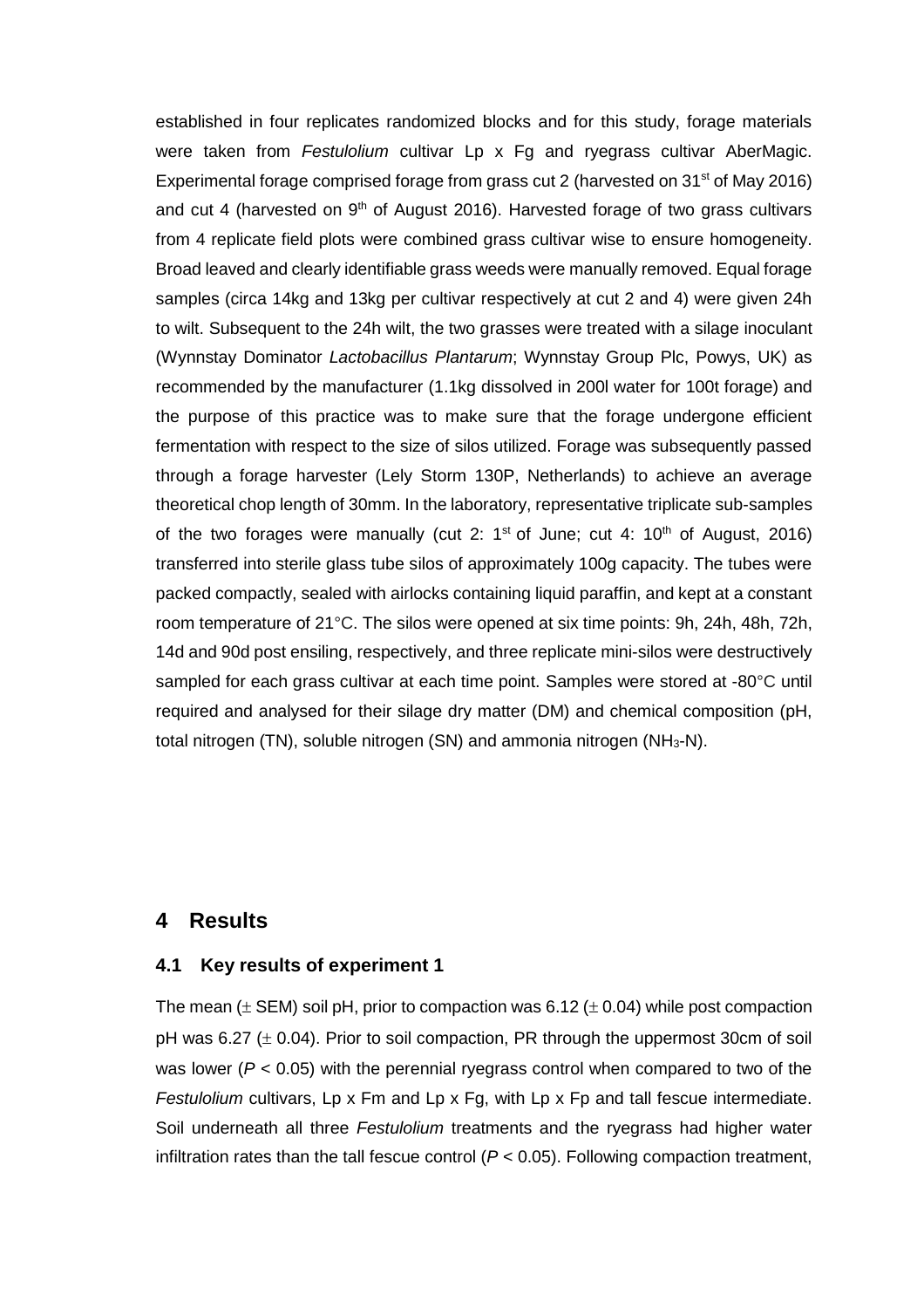established in four replicates randomized blocks and for this study, forage materials were taken from *Festulolium* cultivar Lp x Fg and ryegrass cultivar AberMagic. Experimental forage comprised forage from grass cut 2 (harvested on 31st of May 2016) and cut 4 (harvested on 9th of August 2016). Harvested forage of two grass cultivars from 4 replicate field plots were combined grass cultivar wise to ensure homogeneity. Broad leaved and clearly identifiable grass weeds were manually removed. Equal forage samples (circa 14kg and 13kg per cultivar respectively at cut 2 and 4) were given 24h to wilt. Subsequent to the 24h wilt, the two grasses were treated with a silage inoculant (Wynnstay Dominator *Lactobacillus Plantarum*; Wynnstay Group Plc, Powys, UK) as recommended by the manufacturer (1.1kg dissolved in 200l water for 100t forage) and the purpose of this practice was to make sure that the forage undergone efficient fermentation with respect to the size of silos utilized. Forage was subsequently passed through a forage harvester (Lely Storm 130P, Netherlands) to achieve an average theoretical chop length of 30mm. In the laboratory, representative triplicate sub-samples of the two forages were manually (cut 2: 1st of June; cut 4: 10th of August, 2016) transferred into sterile glass tube silos of approximately 100g capacity. The tubes were packed compactly, sealed with airlocks containing liquid paraffin, and kept at a constant room temperature of 21°C. The silos were opened at six time points: 9h, 24h, 48h, 72h, 14d and 90d post ensiling, respectively, and three replicate mini-silos were destructively sampled for each grass cultivar at each time point. Samples were stored at -80°C until required and analysed for their silage dry matter (DM) and chemical composition (pH, total nitrogen (TN), soluble nitrogen (SN) and ammonia nitrogen ($NH_3$-N).

# 4 Results

## 4.1 Key results of experiment 1

The mean (± SEM) soil pH, prior to compaction was 6.12 (± 0.04) while post compaction pH was 6.27 (± 0.04). Prior to soil compaction, PR through the uppermost 30cm of soil was lower ($P < 0.05$) with the perennial ryegrass control when compared to two of the *Festulolium* cultivars, Lp x Fm and Lp x Fg, with Lp x Fp and tall fescue intermediate. Soil underneath all three *Festulolium* treatments and the ryegrass had higher water infiltration rates than the tall fescue control ($P < 0.05$). Following compaction treatment,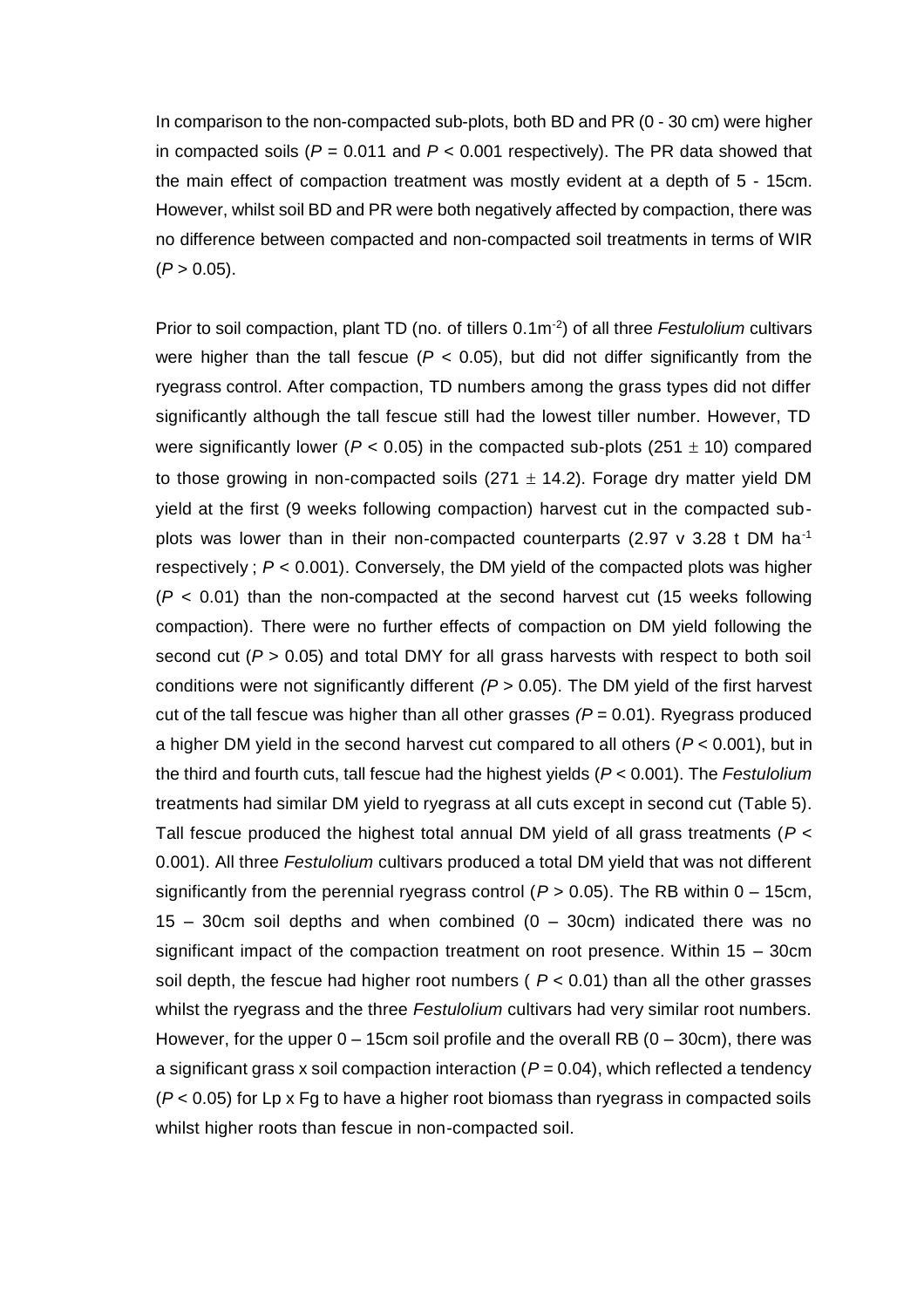In comparison to the non-compacted sub-plots, both BD and PR (0 - 30 cm) were higher in compacted soils ($P = 0.011$ and $P < 0.001$ respectively). The PR data showed that the main effect of compaction treatment was mostly evident at a depth of 5 - 15cm. However, whilst soil BD and PR were both negatively affected by compaction, there was no difference between compacted and non-compacted soil treatments in terms of WIR ($P > 0.05$).

Prior to soil compaction, plant TD (no. of tillers $0.1m^{-2}$) of all three *Festulolium* cultivars were higher than the tall fescue ($P < 0.05$), but did not differ significantly from the ryegrass control. After compaction, TD numbers among the grass types did not differ significantly although the tall fescue still had the lowest tiller number. However, TD were significantly lower ($P < 0.05$) in the compacted sub-plots ($251 \pm 10$) compared to those growing in non-compacted soils ($271 \pm 14.2$). Forage dry matter yield DM yield at the first (9 weeks following compaction) harvest cut in the compacted sub-plots was lower than in their non-compacted counterparts (2.97 v 3.28 t DM $ha^{-1}$ respectively ; $P < 0.001$). Conversely, the DM yield of the compacted plots was higher ($P < 0.01$) than the non-compacted at the second harvest cut (15 weeks following compaction). There were no further effects of compaction on DM yield following the second cut ($P > 0.05$) and total DMY for all grass harvests with respect to both soil conditions were not significantly different *($P > 0.05$)*. The DM yield of the first harvest cut of the tall fescue was higher than all other grasses *($P = 0.01$)*. Ryegrass produced a higher DM yield in the second harvest cut compared to all others ($P < 0.001$), but in the third and fourth cuts, tall fescue had the highest yields ($P < 0.001$). The *Festulolium* treatments had similar DM yield to ryegrass at all cuts except in second cut (Table 5). Tall fescue produced the highest total annual DM yield of all grass treatments ($P < 0.001$). All three *Festulolium* cultivars produced a total DM yield that was not different significantly from the perennial ryegrass control ($P > 0.05$). The RB within 0 – 15cm, 15 – 30cm soil depths and when combined (0 – 30cm) indicated there was no significant impact of the compaction treatment on root presence. Within 15 – 30cm soil depth, the fescue had higher root numbers ( $P < 0.01$) than all the other grasses whilst the ryegrass and the three *Festulolium* cultivars had very similar root numbers. However, for the upper 0 – 15cm soil profile and the overall RB (0 – 30cm), there was a significant grass x soil compaction interaction ($P = 0.04$), which reflected a tendency ($P < 0.05$) for Lp x Fg to have a higher root biomass than ryegrass in compacted soils whilst higher roots than fescue in non-compacted soil.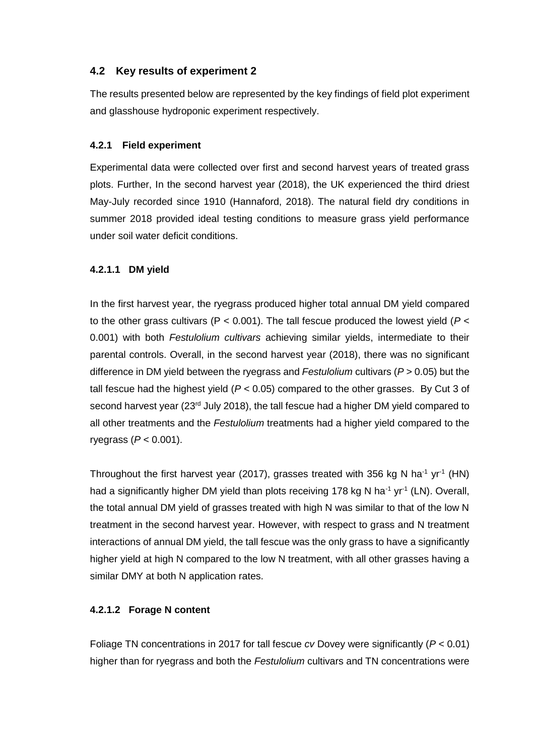## 4.2 Key results of experiment 2

The results presented below are represented by the key findings of field plot experiment and glasshouse hydroponic experiment respectively.

### 4.2.1 Field experiment

Experimental data were collected over first and second harvest years of treated grass plots. Further, In the second harvest year (2018), the UK experienced the third driest May-July recorded since 1910 (Hannaford, 2018). The natural field dry conditions in summer 2018 provided ideal testing conditions to measure grass yield performance under soil water deficit conditions.

#### 4.2.1.1 DM yield

In the first harvest year, the ryegrass produced higher total annual DM yield compared to the other grass cultivars ($P < 0.001$). The tall fescue produced the lowest yield ($P < 0.001$) with both *Festulolium cultivars* achieving similar yields, intermediate to their parental controls. Overall, in the second harvest year (2018), there was no significant difference in DM yield between the ryegrass and *Festulolium* cultivars ($P > 0.05$) but the tall fescue had the highest yield ($P < 0.05$) compared to the other grasses. By Cut 3 of second harvest year (23rd July 2018), the tall fescue had a higher DM yield compared to all other treatments and the *Festulolium* treatments had a higher yield compared to the ryegrass ($P < 0.001$).

Throughout the first harvest year (2017), grasses treated with 356 kg N $ha^{-1}$ $yr^{-1}$ (HN) had a significantly higher DM yield than plots receiving 178 kg N $ha^{-1}$ $yr^{-1}$ (LN). Overall, the total annual DM yield of grasses treated with high N was similar to that of the low N treatment in the second harvest year. However, with respect to grass and N treatment interactions of annual DM yield, the tall fescue was the only grass to have a significantly higher yield at high N compared to the low N treatment, with all other grasses having a similar DMY at both N application rates.

#### 4.2.1.2 Forage N content

Foliage TN concentrations in 2017 for tall fescue *cv* Dovey were significantly ($P < 0.01$) higher than for ryegrass and both the *Festulolium* cultivars and TN concentrations were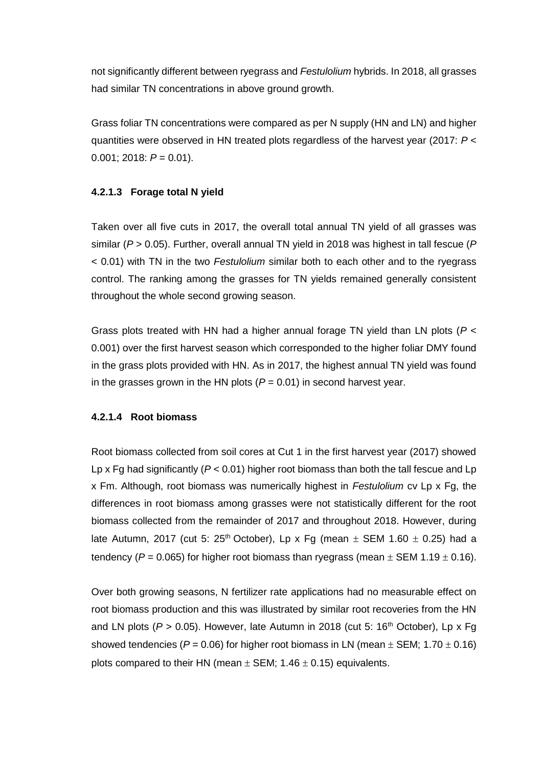not significantly different between ryegrass and *Festulolium* hybrids. In 2018, all grasses had similar TN concentrations in above ground growth.

Grass foliar TN concentrations were compared as per N supply (HN and LN) and higher quantities were observed in HN treated plots regardless of the harvest year (2017: $P < 0.001$; 2018: $P = 0.01$).

#### 4.2.1.3 Forage total N yield

Taken over all five cuts in 2017, the overall total annual TN yield of all grasses was similar ($P > 0.05$). Further, overall annual TN yield in 2018 was highest in tall fescue ($P < 0.01$) with TN in the two *Festulolium* similar both to each other and to the ryegrass control. The ranking among the grasses for TN yields remained generally consistent throughout the whole second growing season.

Grass plots treated with HN had a higher annual forage TN yield than LN plots ($P < 0.001$) over the first harvest season which corresponded to the higher foliar DMY found in the grass plots provided with HN. As in 2017, the highest annual TN yield was found in the grasses grown in the HN plots ($P = 0.01$) in second harvest year.

#### 4.2.1.4 Root biomass

Root biomass collected from soil cores at Cut 1 in the first harvest year (2017) showed Lp x Fg had significantly ($P < 0.01$) higher root biomass than both the tall fescue and Lp x Fm. Although, root biomass was numerically highest in *Festulolium* cv Lp x Fg, the differences in root biomass among grasses were not statistically different for the root biomass collected from the remainder of 2017 and throughout 2018. However, during late Autumn, 2017 (cut 5: 25th October), Lp x Fg (mean $\pm$ SEM 1.60 $\pm$ 0.25) had a tendency ($P = 0.065$) for higher root biomass than ryegrass (mean $\pm$ SEM 1.19 $\pm$ 0.16).

Over both growing seasons, N fertilizer rate applications had no measurable effect on root biomass production and this was illustrated by similar root recoveries from the HN and LN plots ($P > 0.05$). However, late Autumn in 2018 (cut 5: 16th October), Lp x Fg showed tendencies ($P = 0.06$) for higher root biomass in LN (mean $\pm$ SEM; 1.70 $\pm$ 0.16) plots compared to their HN (mean $\pm$ SEM; 1.46 $\pm$ 0.15) equivalents.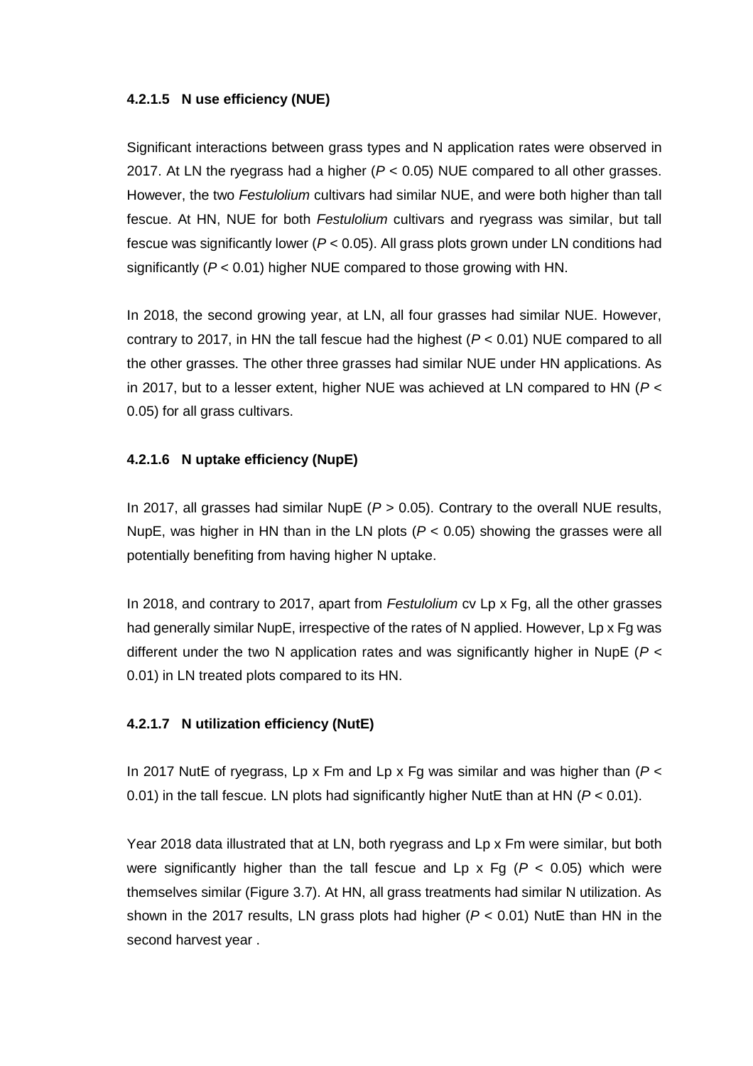#### 4.2.1.5 N use efficiency (NUE)

Significant interactions between grass types and N application rates were observed in 2017. At LN the ryegrass had a higher ($P < 0.05$) NUE compared to all other grasses. However, the two *Festulolium* cultivars had similar NUE, and were both higher than tall fescue. At HN, NUE for both *Festulolium* cultivars and ryegrass was similar, but tall fescue was significantly lower ($P < 0.05$). All grass plots grown under LN conditions had significantly ($P < 0.01$) higher NUE compared to those growing with HN.

In 2018, the second growing year, at LN, all four grasses had similar NUE. However, contrary to 2017, in HN the tall fescue had the highest ($P < 0.01$) NUE compared to all the other grasses. The other three grasses had similar NUE under HN applications. As in 2017, but to a lesser extent, higher NUE was achieved at LN compared to HN ($P < 0.05$) for all grass cultivars.

#### 4.2.1.6 N uptake efficiency (NupE)

In 2017, all grasses had similar NupE ($P > 0.05$). Contrary to the overall NUE results, NupE, was higher in HN than in the LN plots ($P < 0.05$) showing the grasses were all potentially benefiting from having higher N uptake.

In 2018, and contrary to 2017, apart from *Festulolium* cv Lp x Fg, all the other grasses had generally similar NupE, irrespective of the rates of N applied. However, Lp x Fg was different under the two N application rates and was significantly higher in NupE ($P < 0.01$) in LN treated plots compared to its HN.

#### 4.2.1.7 N utilization efficiency (NutE)

In 2017 NutE of ryegrass, Lp x Fm and Lp x Fg was similar and was higher than ($P < 0.01$) in the tall fescue. LN plots had significantly higher NutE than at HN ($P < 0.01$).

Year 2018 data illustrated that at LN, both ryegrass and Lp x Fm were similar, but both were significantly higher than the tall fescue and Lp x Fg ($P < 0.05$) which were themselves similar (Figure 3.7). At HN, all grass treatments had similar N utilization. As shown in the 2017 results, LN grass plots had higher ($P < 0.01$) NutE than HN in the second harvest year .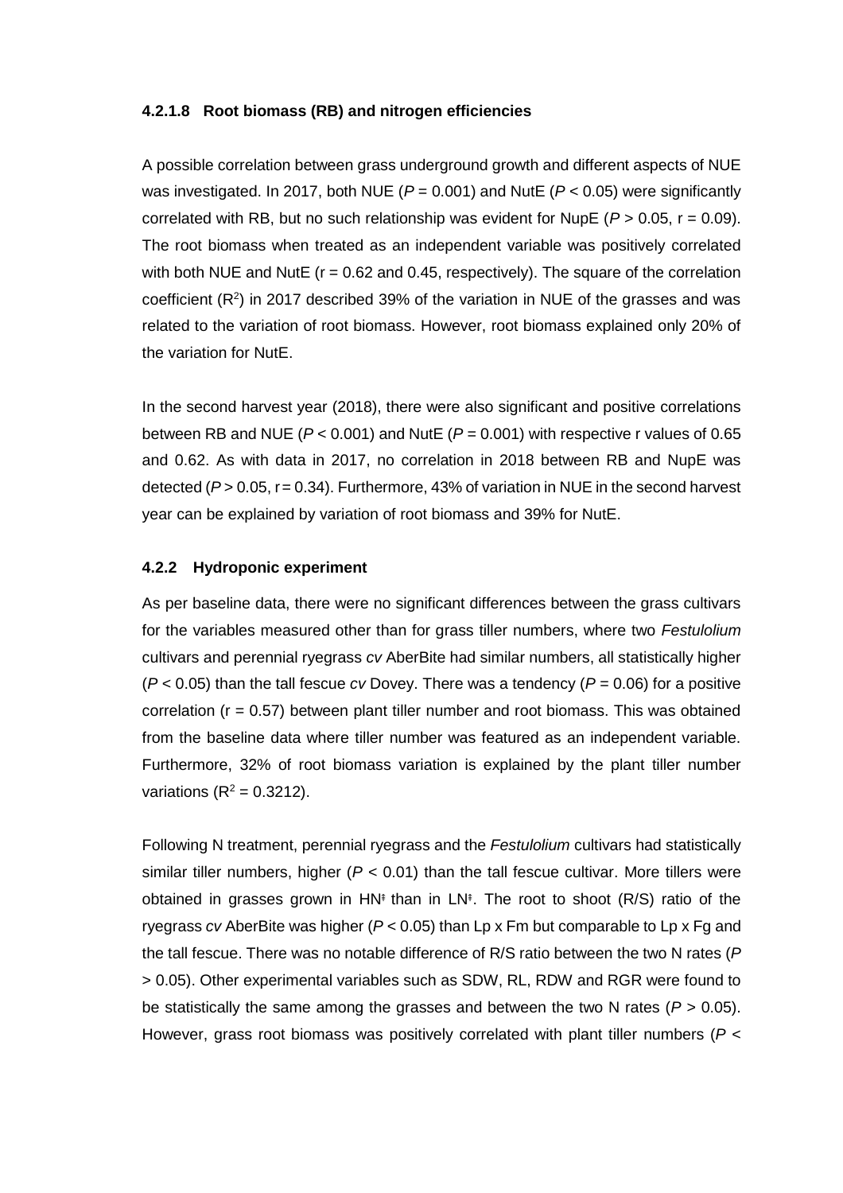#### 4.2.1.8 Root biomass (RB) and nitrogen efficiencies

A possible correlation between grass underground growth and different aspects of NUE was investigated. In 2017, both NUE ($P = 0.001$) and NutE ($P < 0.05$) were significantly correlated with RB, but no such relationship was evident for NupE ($P > 0.05$, $r = 0.09$). The root biomass when treated as an independent variable was positively correlated with both NUE and NutE ($r = 0.62$ and $0.45$, respectively). The square of the correlation coefficient ($R^2$) in 2017 described 39% of the variation in NUE of the grasses and was related to the variation of root biomass. However, root biomass explained only 20% of the variation for NutE.

In the second harvest year (2018), there were also significant and positive correlations between RB and NUE ($P < 0.001$) and NutE ($P = 0.001$) with respective r values of 0.65 and 0.62. As with data in 2017, no correlation in 2018 between RB and NupE was detected ($P > 0.05$, $r = 0.34$). Furthermore, 43% of variation in NUE in the second harvest year can be explained by variation of root biomass and 39% for NutE.

### 4.2.2 Hydroponic experiment

As per baseline data, there were no significant differences between the grass cultivars for the variables measured other than for grass tiller numbers, where two *Festulolium* cultivars and perennial ryegrass *cv* AberBite had similar numbers, all statistically higher ($P < 0.05$) than the tall fescue *cv* Dovey. There was a tendency ($P = 0.06$) for a positive correlation ($r = 0.57$) between plant tiller number and root biomass. This was obtained from the baseline data where tiller number was featured as an independent variable. Furthermore, 32% of root biomass variation is explained by the plant tiller number variations ($R^2 = 0.3212$).

Following N treatment, perennial ryegrass and the *Festulolium* cultivars had statistically similar tiller numbers, higher ($P < 0.01$) than the tall fescue cultivar. More tillers were obtained in grasses grown in HN‡ than in LN‡. The root to shoot (R/S) ratio of the ryegrass *cv* AberBite was higher ($P < 0.05$) than Lp x Fm but comparable to Lp x Fg and the tall fescue. There was no notable difference of R/S ratio between the two N rates ($P > 0.05$). Other experimental variables such as SDW, RL, RDW and RGR were found to be statistically the same among the grasses and between the two N rates ($P > 0.05$). However, grass root biomass was positively correlated with plant tiller numbers ($P <$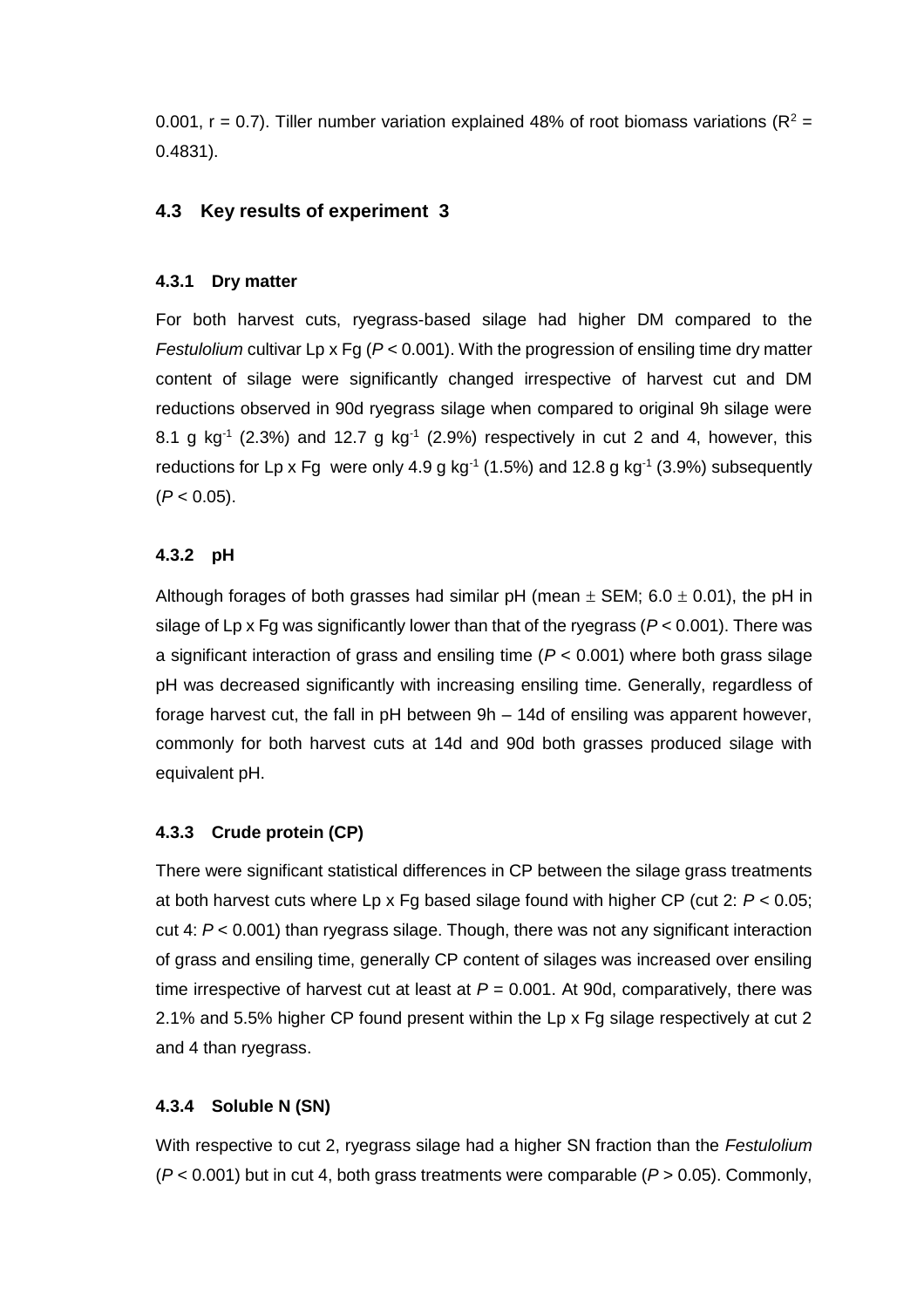0.001, $r = 0.7$). Tiller number variation explained 48% of root biomass variations ($R^2 = 0.4831$).

## 4.3 Key results of experiment 3

### 4.3.1 Dry matter

For both harvest cuts, ryegrass-based silage had higher DM compared to the *Festulolium* cultivar Lp x Fg ($P < 0.001$). With the progression of ensiling time dry matter content of silage were significantly changed irrespective of harvest cut and DM reductions observed in 90d ryegrass silage when compared to original 9h silage were 8.1 g $kg^{-1}$ (2.3%) and 12.7 g $kg^{-1}$ (2.9%) respectively in cut 2 and 4, however, this reductions for Lp x Fg were only 4.9 g $kg^{-1}$ (1.5%) and 12.8 g $kg^{-1}$ (3.9%) subsequently ($P < 0.05$).

### 4.3.2 pH

Although forages of both grasses had similar pH (mean $\pm$ SEM; 6.0 $\pm$ 0.01), the pH in silage of Lp x Fg was significantly lower than that of the ryegrass ($P < 0.001$). There was a significant interaction of grass and ensiling time ($P < 0.001$) where both grass silage pH was decreased significantly with increasing ensiling time. Generally, regardless of forage harvest cut, the fall in pH between 9h – 14d of ensiling was apparent however, commonly for both harvest cuts at 14d and 90d both grasses produced silage with equivalent pH.

### 4.3.3 Crude protein (CP)

There were significant statistical differences in CP between the silage grass treatments at both harvest cuts where Lp x Fg based silage found with higher CP (cut 2: $P < 0.05$; cut 4: $P < 0.001$) than ryegrass silage. Though, there was not any significant interaction of grass and ensiling time, generally CP content of silages was increased over ensiling time irrespective of harvest cut at least at $P = 0.001$. At 90d, comparatively, there was 2.1% and 5.5% higher CP found present within the Lp x Fg silage respectively at cut 2 and 4 than ryegrass.

### 4.3.4 Soluble N (SN)

With respective to cut 2, ryegrass silage had a higher SN fraction than the *Festulolium* ($P < 0.001$) but in cut 4, both grass treatments were comparable ($P > 0.05$). Commonly,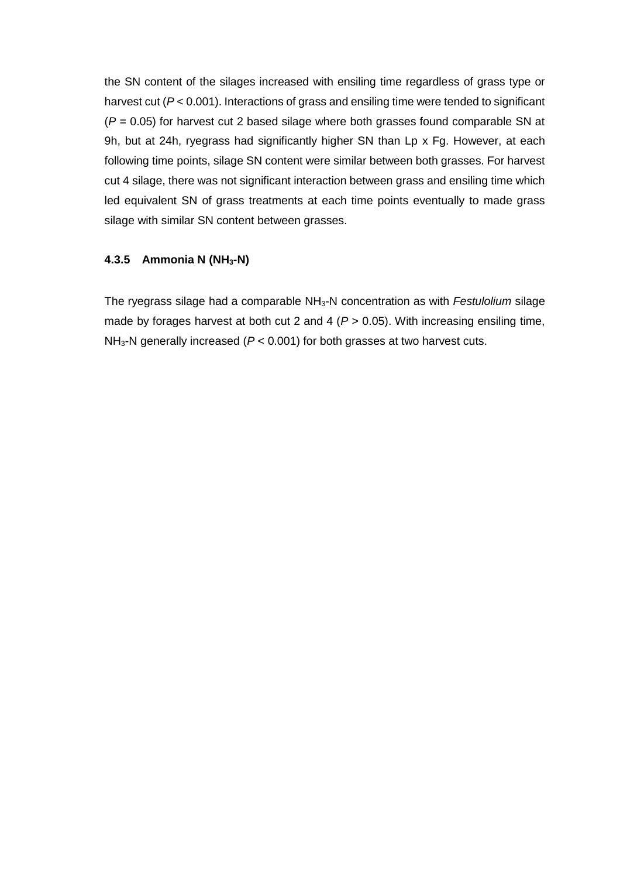the SN content of the silages increased with ensiling time regardless of grass type or harvest cut ($P < 0.001$). Interactions of grass and ensiling time were tended to significant ($P = 0.05$) for harvest cut 2 based silage where both grasses found comparable SN at 9h, but at 24h, ryegrass had significantly higher SN than Lp x Fg. However, at each following time points, silage SN content were similar between both grasses. For harvest cut 4 silage, there was not significant interaction between grass and ensiling time which led equivalent SN of grass treatments at each time points eventually to made grass silage with similar SN content between grasses.

### 4.3.5 Ammonia N ($NH_3$-N)

The ryegrass silage had a comparable $NH_3$-N concentration as with *Festulolium* silage made by forages harvest at both cut 2 and 4 ($P > 0.05$). With increasing ensiling time, $NH_3$-N generally increased ($P < 0.001$) for both grasses at two harvest cuts.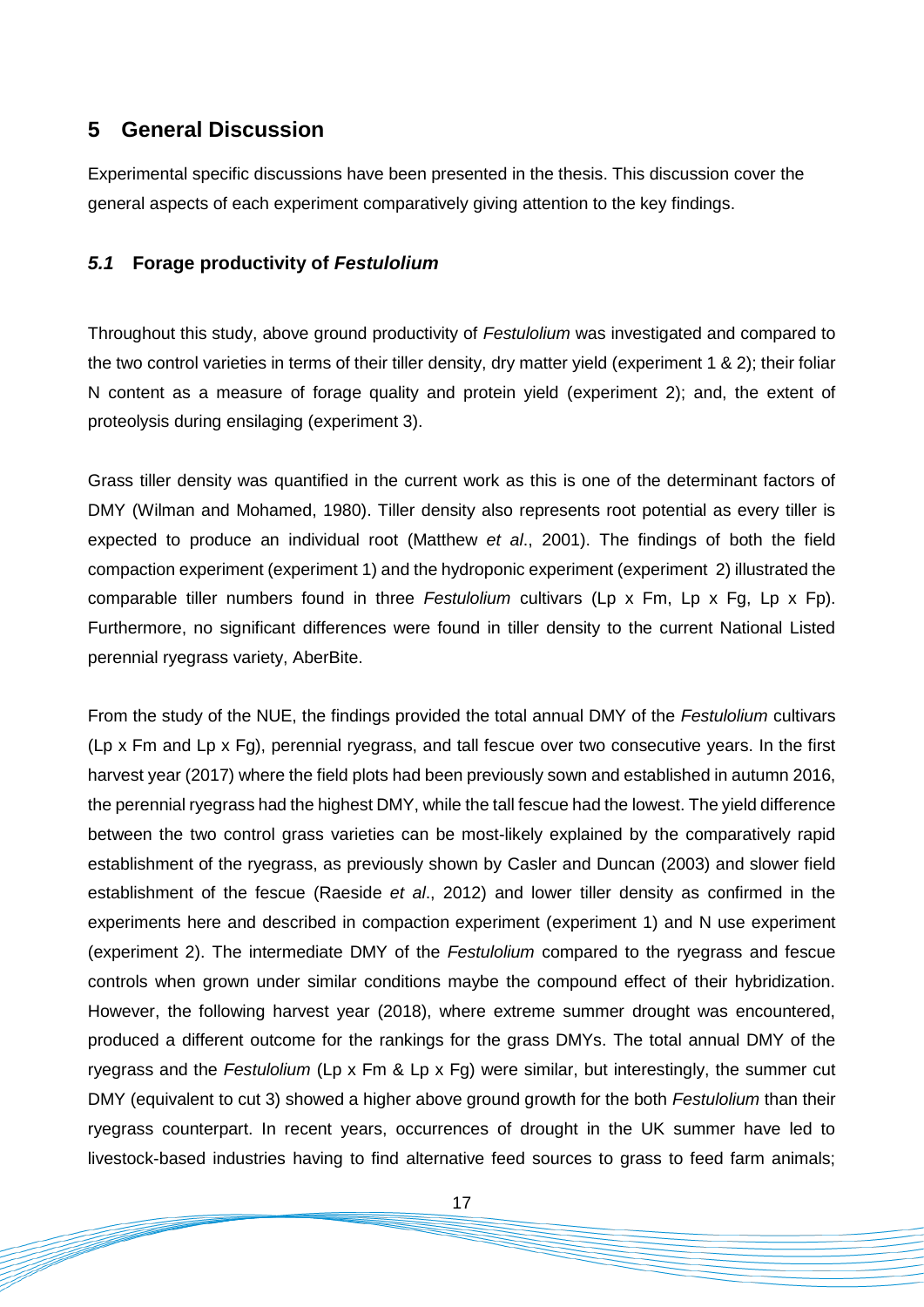# 5 General Discussion

Experimental specific discussions have been presented in the thesis. This discussion cover the general aspects of each experiment comparatively giving attention to the key findings.

## *5.1* Forage productivity of *Festulolium*

Throughout this study, above ground productivity of *Festulolium* was investigated and compared to the two control varieties in terms of their tiller density, dry matter yield (experiment 1 & 2); their foliar N content as a measure of forage quality and protein yield (experiment 2); and, the extent of proteolysis during ensilaging (experiment 3).

Grass tiller density was quantified in the current work as this is one of the determinant factors of DMY (Wilman and Mohamed, 1980). Tiller density also represents root potential as every tiller is expected to produce an individual root (Matthew *et al*., 2001). The findings of both the field compaction experiment (experiment 1) and the hydroponic experiment (experiment 2) illustrated the comparable tiller numbers found in three *Festulolium* cultivars (Lp x Fm, Lp x Fg, Lp x Fp). Furthermore, no significant differences were found in tiller density to the current National Listed perennial ryegrass variety, AberBite.

From the study of the NUE, the findings provided the total annual DMY of the *Festulolium* cultivars (Lp x Fm and Lp x Fg), perennial ryegrass, and tall fescue over two consecutive years. In the first harvest year (2017) where the field plots had been previously sown and established in autumn 2016, the perennial ryegrass had the highest DMY, while the tall fescue had the lowest. The yield difference between the two control grass varieties can be most-likely explained by the comparatively rapid establishment of the ryegrass, as previously shown by Casler and Duncan (2003) and slower field establishment of the fescue (Raeside *et al*., 2012) and lower tiller density as confirmed in the experiments here and described in compaction experiment (experiment 1) and N use experiment (experiment 2). The intermediate DMY of the *Festulolium* compared to the ryegrass and fescue controls when grown under similar conditions maybe the compound effect of their hybridization. However, the following harvest year (2018), where extreme summer drought was encountered, produced a different outcome for the rankings for the grass DMYs. The total annual DMY of the ryegrass and the *Festulolium* (Lp x Fm & Lp x Fg) were similar, but interestingly, the summer cut DMY (equivalent to cut 3) showed a higher above ground growth for the both *Festulolium* than their ryegrass counterpart. In recent years, occurrences of drought in the UK summer have led to livestock-based industries having to find alternative feed sources to grass to feed farm animals;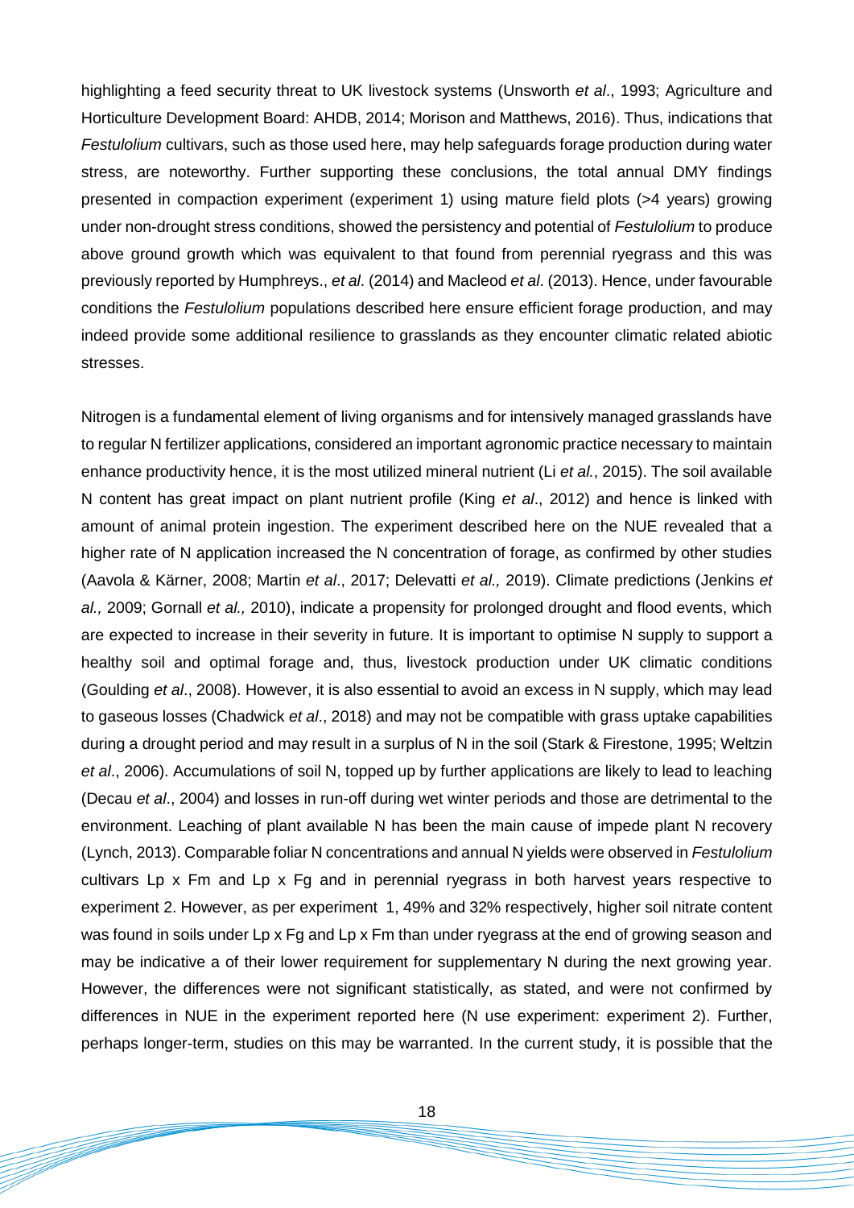highlighting a feed security threat to UK livestock systems (Unsworth *et al*., 1993; Agriculture and Horticulture Development Board: AHDB, 2014; Morison and Matthews, 2016). Thus, indications that *Festulolium* cultivars, such as those used here, may help safeguards forage production during water stress, are noteworthy. Further supporting these conclusions, the total annual DMY findings presented in compaction experiment (experiment 1) using mature field plots (>4 years) growing under non-drought stress conditions, showed the persistency and potential of *Festulolium* to produce above ground growth which was equivalent to that found from perennial ryegrass and this was previously reported by Humphreys., *et al*. (2014) and Macleod *et al*. (2013). Hence, under favourable conditions the *Festulolium* populations described here ensure efficient forage production, and may indeed provide some additional resilience to grasslands as they encounter climatic related abiotic stresses.

Nitrogen is a fundamental element of living organisms and for intensively managed grasslands have to regular N fertilizer applications, considered an important agronomic practice necessary to maintain enhance productivity hence, it is the most utilized mineral nutrient (Li *et al.*, 2015). The soil available N content has great impact on plant nutrient profile (King *et al*., 2012) and hence is linked with amount of animal protein ingestion. The experiment described here on the NUE revealed that a higher rate of N application increased the N concentration of forage, as confirmed by other studies (Aavola & Kärner, 2008; Martin *et al*., 2017; Delevatti *et al.,* 2019). Climate predictions (Jenkins *et al.,* 2009; Gornall *et al.,* 2010), indicate a propensity for prolonged drought and flood events, which are expected to increase in their severity in future. It is important to optimise N supply to support a healthy soil and optimal forage and, thus, livestock production under UK climatic conditions (Goulding *et al*., 2008). However, it is also essential to avoid an excess in N supply, which may lead to gaseous losses (Chadwick *et al*., 2018) and may not be compatible with grass uptake capabilities during a drought period and may result in a surplus of N in the soil (Stark & Firestone, 1995; Weltzin *et al*., 2006). Accumulations of soil N, topped up by further applications are likely to lead to leaching (Decau *et al*., 2004) and losses in run-off during wet winter periods and those are detrimental to the environment. Leaching of plant available N has been the main cause of impede plant N recovery (Lynch, 2013). Comparable foliar N concentrations and annual N yields were observed in *Festulolium* cultivars Lp x Fm and Lp x Fg and in perennial ryegrass in both harvest years respective to experiment 2. However, as per experiment 1, 49% and 32% respectively, higher soil nitrate content was found in soils under Lp x Fg and Lp x Fm than under ryegrass at the end of growing season and may be indicative a of their lower requirement for supplementary N during the next growing year. However, the differences were not significant statistically, as stated, and were not confirmed by differences in NUE in the experiment reported here (N use experiment: experiment 2). Further, perhaps longer-term, studies on this may be warranted. In the current study, it is possible that the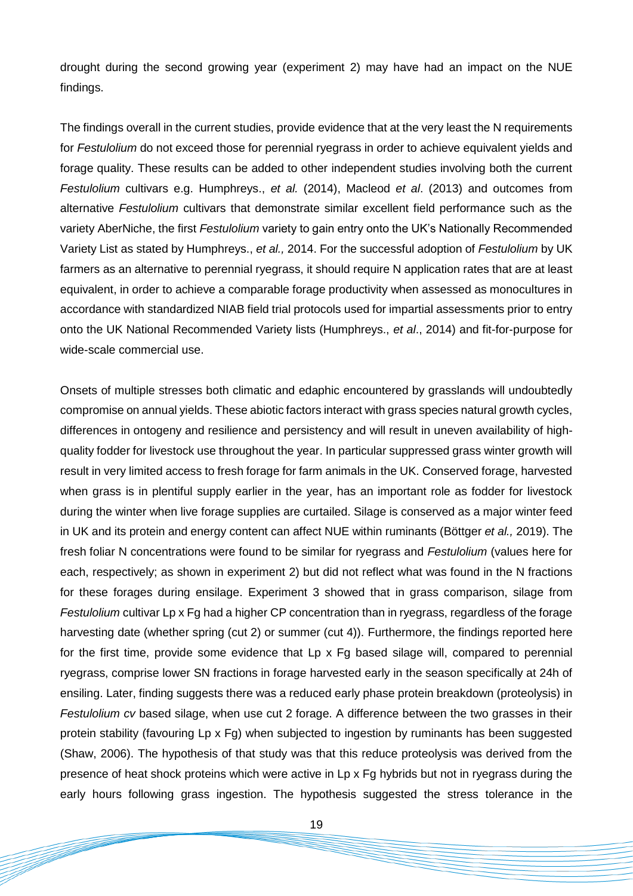drought during the second growing year (experiment 2) may have had an impact on the NUE findings.

The findings overall in the current studies, provide evidence that at the very least the N requirements for *Festulolium* do not exceed those for perennial ryegrass in order to achieve equivalent yields and forage quality. These results can be added to other independent studies involving both the current *Festulolium* cultivars e.g. Humphreys., *et al.* (2014), Macleod *et al*. (2013) and outcomes from alternative *Festulolium* cultivars that demonstrate similar excellent field performance such as the variety AberNiche, the first *Festulolium* variety to gain entry onto the UK's Nationally Recommended Variety List as stated by Humphreys., *et al.,* 2014. For the successful adoption of *Festulolium* by UK farmers as an alternative to perennial ryegrass, it should require N application rates that are at least equivalent, in order to achieve a comparable forage productivity when assessed as monocultures in accordance with standardized NIAB field trial protocols used for impartial assessments prior to entry onto the UK National Recommended Variety lists (Humphreys., *et al*., 2014) and fit-for-purpose for wide-scale commercial use.

Onsets of multiple stresses both climatic and edaphic encountered by grasslands will undoubtedly compromise on annual yields. These abiotic factors interact with grass species natural growth cycles, differences in ontogeny and resilience and persistency and will result in uneven availability of high-quality fodder for livestock use throughout the year. In particular suppressed grass winter growth will result in very limited access to fresh forage for farm animals in the UK. Conserved forage, harvested when grass is in plentiful supply earlier in the year, has an important role as fodder for livestock during the winter when live forage supplies are curtailed. Silage is conserved as a major winter feed in UK and its protein and energy content can affect NUE within ruminants (Böttger *et al.,* 2019). The fresh foliar N concentrations were found to be similar for ryegrass and *Festulolium* (values here for each, respectively; as shown in experiment 2) but did not reflect what was found in the N fractions for these forages during ensilage. Experiment 3 showed that in grass comparison, silage from *Festulolium* cultivar Lp x Fg had a higher CP concentration than in ryegrass, regardless of the forage harvesting date (whether spring (cut 2) or summer (cut 4)). Furthermore, the findings reported here for the first time, provide some evidence that Lp x Fg based silage will, compared to perennial ryegrass, comprise lower SN fractions in forage harvested early in the season specifically at 24h of ensiling. Later, finding suggests there was a reduced early phase protein breakdown (proteolysis) in *Festulolium cv* based silage, when use cut 2 forage. A difference between the two grasses in their protein stability (favouring Lp x Fg) when subjected to ingestion by ruminants has been suggested (Shaw, 2006). The hypothesis of that study was that this reduce proteolysis was derived from the presence of heat shock proteins which were active in Lp x Fg hybrids but not in ryegrass during the early hours following grass ingestion. The hypothesis suggested the stress tolerance in the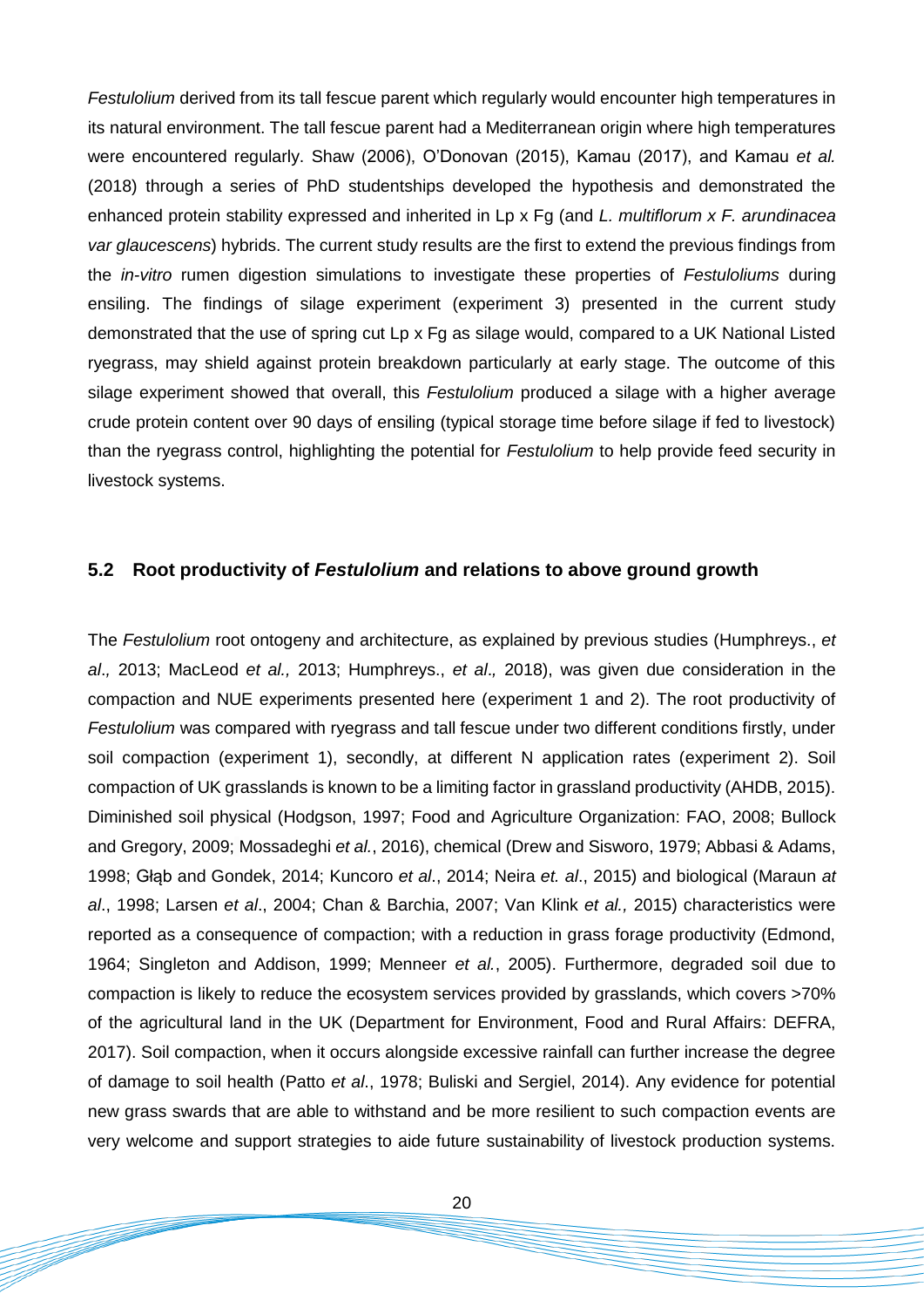*Festulolium* derived from its tall fescue parent which regularly would encounter high temperatures in its natural environment. The tall fescue parent had a Mediterranean origin where high temperatures were encountered regularly. Shaw (2006), O'Donovan (2015), Kamau (2017), and Kamau *et al.* (2018) through a series of PhD studentships developed the hypothesis and demonstrated the enhanced protein stability expressed and inherited in Lp x Fg (and *L. multiflorum x F. arundinacea var glaucescens*) hybrids. The current study results are the first to extend the previous findings from the *in-vitro* rumen digestion simulations to investigate these properties of *Festuloliums* during ensiling. The findings of silage experiment (experiment 3) presented in the current study demonstrated that the use of spring cut Lp x Fg as silage would, compared to a UK National Listed ryegrass, may shield against protein breakdown particularly at early stage. The outcome of this silage experiment showed that overall, this *Festulolium* produced a silage with a higher average crude protein content over 90 days of ensiling (typical storage time before silage if fed to livestock) than the ryegrass control, highlighting the potential for *Festulolium* to help provide feed security in livestock systems.

## 5.2 Root productivity of *Festulolium* and relations to above ground growth

The *Festulolium* root ontogeny and architecture, as explained by previous studies (Humphreys., *et al.,* 2013; MacLeod *et al.,* 2013; Humphreys., *et al.,* 2018), was given due consideration in the compaction and NUE experiments presented here (experiment 1 and 2). The root productivity of *Festulolium* was compared with ryegrass and tall fescue under two different conditions firstly, under soil compaction (experiment 1), secondly, at different N application rates (experiment 2). Soil compaction of UK grasslands is known to be a limiting factor in grassland productivity (AHDB, 2015). Diminished soil physical (Hodgson, 1997; Food and Agriculture Organization: FAO, 2008; Bullock and Gregory, 2009; Mossadeghi *et al.*, 2016), chemical (Drew and Sisworo, 1979; Abbasi & Adams, 1998; Głąb and Gondek, 2014; Kuncoro *et al*., 2014; Neira *et. al*., 2015) and biological (Maraun *at al*., 1998; Larsen *et al*., 2004; Chan & Barchia, 2007; Van Klink *et al.,* 2015) characteristics were reported as a consequence of compaction; with a reduction in grass forage productivity (Edmond, 1964; Singleton and Addison, 1999; Menneer *et al.*, 2005). Furthermore, degraded soil due to compaction is likely to reduce the ecosystem services provided by grasslands, which covers >70% of the agricultural land in the UK (Department for Environment, Food and Rural Affairs: DEFRA, 2017). Soil compaction, when it occurs alongside excessive rainfall can further increase the degree of damage to soil health (Patto *et al*., 1978; Buliski and Sergiel, 2014). Any evidence for potential new grass swards that are able to withstand and be more resilient to such compaction events are very welcome and support strategies to aide future sustainability of livestock production systems.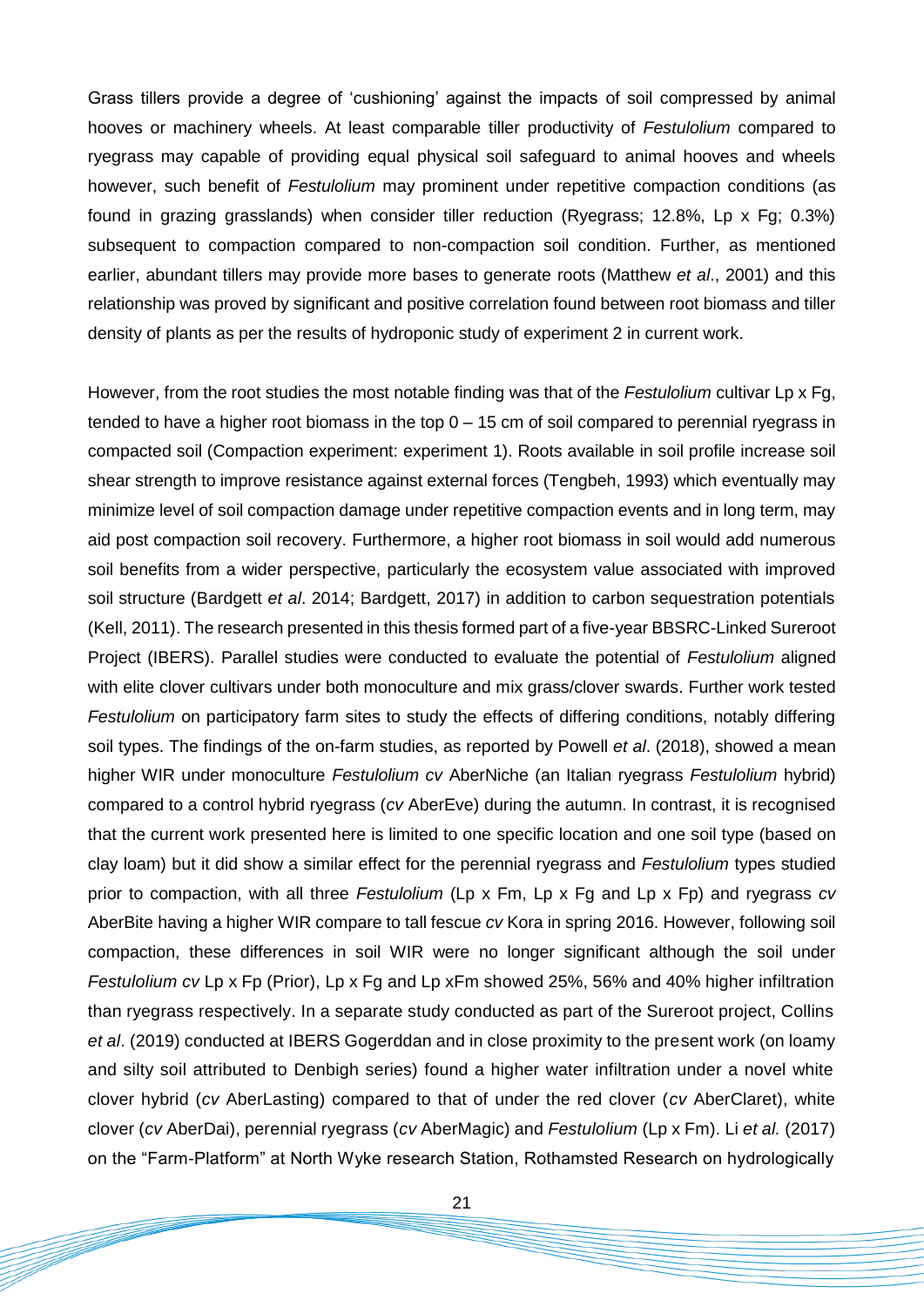Grass tillers provide a degree of 'cushioning' against the impacts of soil compressed by animal hooves or machinery wheels. At least comparable tiller productivity of *Festulolium* compared to ryegrass may capable of providing equal physical soil safeguard to animal hooves and wheels however, such benefit of *Festulolium* may prominent under repetitive compaction conditions (as found in grazing grasslands) when consider tiller reduction (Ryegrass; 12.8%, Lp x Fg; 0.3%) subsequent to compaction compared to non-compaction soil condition. Further, as mentioned earlier, abundant tillers may provide more bases to generate roots (Matthew *et al*., 2001) and this relationship was proved by significant and positive correlation found between root biomass and tiller density of plants as per the results of hydroponic study of experiment 2 in current work.

However, from the root studies the most notable finding was that of the *Festulolium* cultivar Lp x Fg, tended to have a higher root biomass in the top 0 – 15 cm of soil compared to perennial ryegrass in compacted soil (Compaction experiment: experiment 1). Roots available in soil profile increase soil shear strength to improve resistance against external forces (Tengbeh, 1993) which eventually may minimize level of soil compaction damage under repetitive compaction events and in long term, may aid post compaction soil recovery. Furthermore, a higher root biomass in soil would add numerous soil benefits from a wider perspective, particularly the ecosystem value associated with improved soil structure (Bardgett *et al*. 2014; Bardgett, 2017) in addition to carbon sequestration potentials (Kell, 2011). The research presented in this thesis formed part of a five-year BBSRC-Linked Sureroot Project (IBERS). Parallel studies were conducted to evaluate the potential of *Festulolium* aligned with elite clover cultivars under both monoculture and mix grass/clover swards. Further work tested *Festulolium* on participatory farm sites to study the effects of differing conditions, notably differing soil types. The findings of the on-farm studies, as reported by Powell *et al*. (2018), showed a mean higher WIR under monoculture *Festulolium cv* AberNiche (an Italian ryegrass *Festulolium* hybrid) compared to a control hybrid ryegrass (*cv* AberEve) during the autumn. In contrast, it is recognised that the current work presented here is limited to one specific location and one soil type (based on clay loam) but it did show a similar effect for the perennial ryegrass and *Festulolium* types studied prior to compaction, with all three *Festulolium* (Lp x Fm, Lp x Fg and Lp x Fp) and ryegrass *cv* AberBite having a higher WIR compare to tall fescue *cv* Kora in spring 2016. However, following soil compaction, these differences in soil WIR were no longer significant although the soil under *Festulolium cv* Lp x Fp (Prior), Lp x Fg and Lp xFm showed 25%, 56% and 40% higher infiltration than ryegrass respectively. In a separate study conducted as part of the Sureroot project, Collins *et al*. (2019) conducted at IBERS Gogerddan and in close proximity to the present work (on loamy and silty soil attributed to Denbigh series) found a higher water infiltration under a novel white clover hybrid (*cv* AberLasting) compared to that of under the red clover (*cv* AberClaret), white clover (*cv* AberDai), perennial ryegrass (*cv* AberMagic) and *Festulolium* (Lp x Fm). Li *et al.* (2017) on the "Farm-Platform" at North Wyke research Station, Rothamsted Research on hydrologically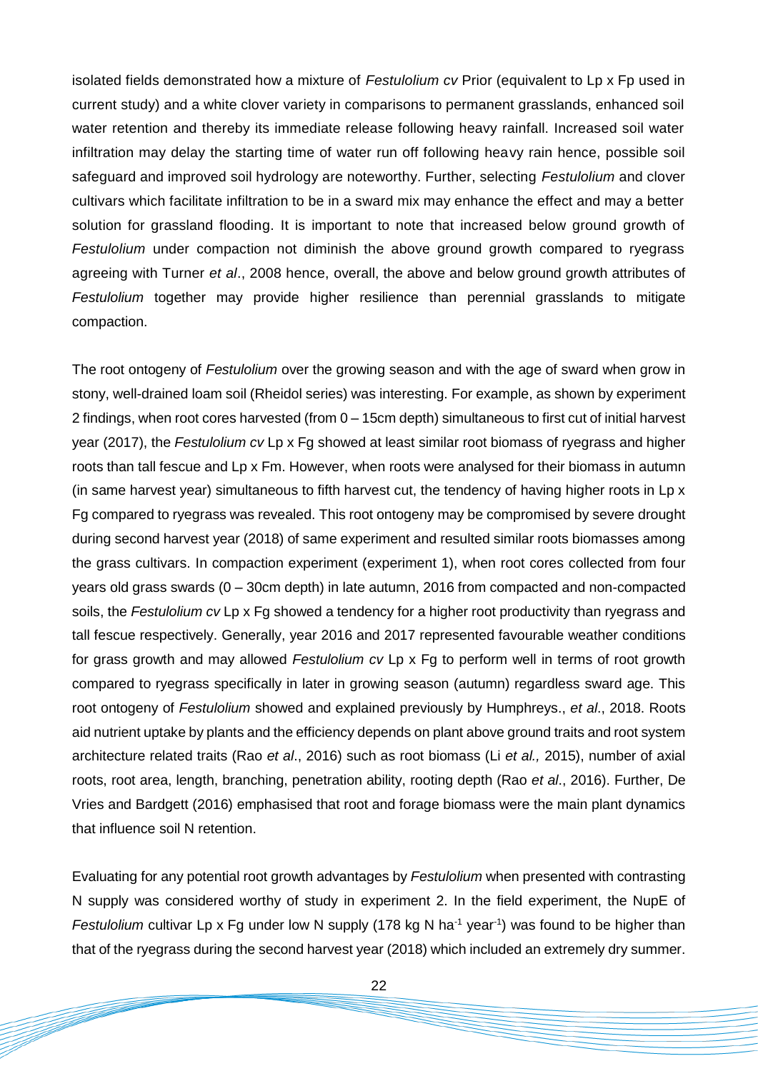isolated fields demonstrated how a mixture of *Festulolium cv* Prior (equivalent to Lp x Fp used in current study) and a white clover variety in comparisons to permanent grasslands, enhanced soil water retention and thereby its immediate release following heavy rainfall. Increased soil water infiltration may delay the starting time of water run off following heavy rain hence, possible soil safeguard and improved soil hydrology are noteworthy. Further, selecting *Festulolium* and clover cultivars which facilitate infiltration to be in a sward mix may enhance the effect and may a better solution for grassland flooding. It is important to note that increased below ground growth of *Festulolium* under compaction not diminish the above ground growth compared to ryegrass agreeing with Turner *et al*., 2008 hence, overall, the above and below ground growth attributes of *Festulolium* together may provide higher resilience than perennial grasslands to mitigate compaction.

The root ontogeny of *Festulolium* over the growing season and with the age of sward when grow in stony, well-drained loam soil (Rheidol series) was interesting. For example, as shown by experiment 2 findings, when root cores harvested (from 0 – 15cm depth) simultaneous to first cut of initial harvest year (2017), the *Festulolium cv* Lp x Fg showed at least similar root biomass of ryegrass and higher roots than tall fescue and Lp x Fm. However, when roots were analysed for their biomass in autumn (in same harvest year) simultaneous to fifth harvest cut, the tendency of having higher roots in Lp x Fg compared to ryegrass was revealed. This root ontogeny may be compromised by severe drought during second harvest year (2018) of same experiment and resulted similar roots biomasses among the grass cultivars. In compaction experiment (experiment 1), when root cores collected from four years old grass swards (0 – 30cm depth) in late autumn, 2016 from compacted and non-compacted soils, the *Festulolium cv* Lp x Fg showed a tendency for a higher root productivity than ryegrass and tall fescue respectively. Generally, year 2016 and 2017 represented favourable weather conditions for grass growth and may allowed *Festulolium cv* Lp x Fg to perform well in terms of root growth compared to ryegrass specifically in later in growing season (autumn) regardless sward age. This root ontogeny of *Festulolium* showed and explained previously by Humphreys., *et al*., 2018. Roots aid nutrient uptake by plants and the efficiency depends on plant above ground traits and root system architecture related traits (Rao *et al*., 2016) such as root biomass (Li *et al.,* 2015), number of axial roots, root area, length, branching, penetration ability, rooting depth (Rao *et al*., 2016). Further, De Vries and Bardgett (2016) emphasised that root and forage biomass were the main plant dynamics that influence soil N retention.

Evaluating for any potential root growth advantages by *Festulolium* when presented with contrasting N supply was considered worthy of study in experiment 2. In the field experiment, the NupE of *Festulolium* cultivar Lp x Fg under low N supply (178 kg N $ha^{-1}$ $year^{-1}$) was found to be higher than that of the ryegrass during the second harvest year (2018) which included an extremely dry summer.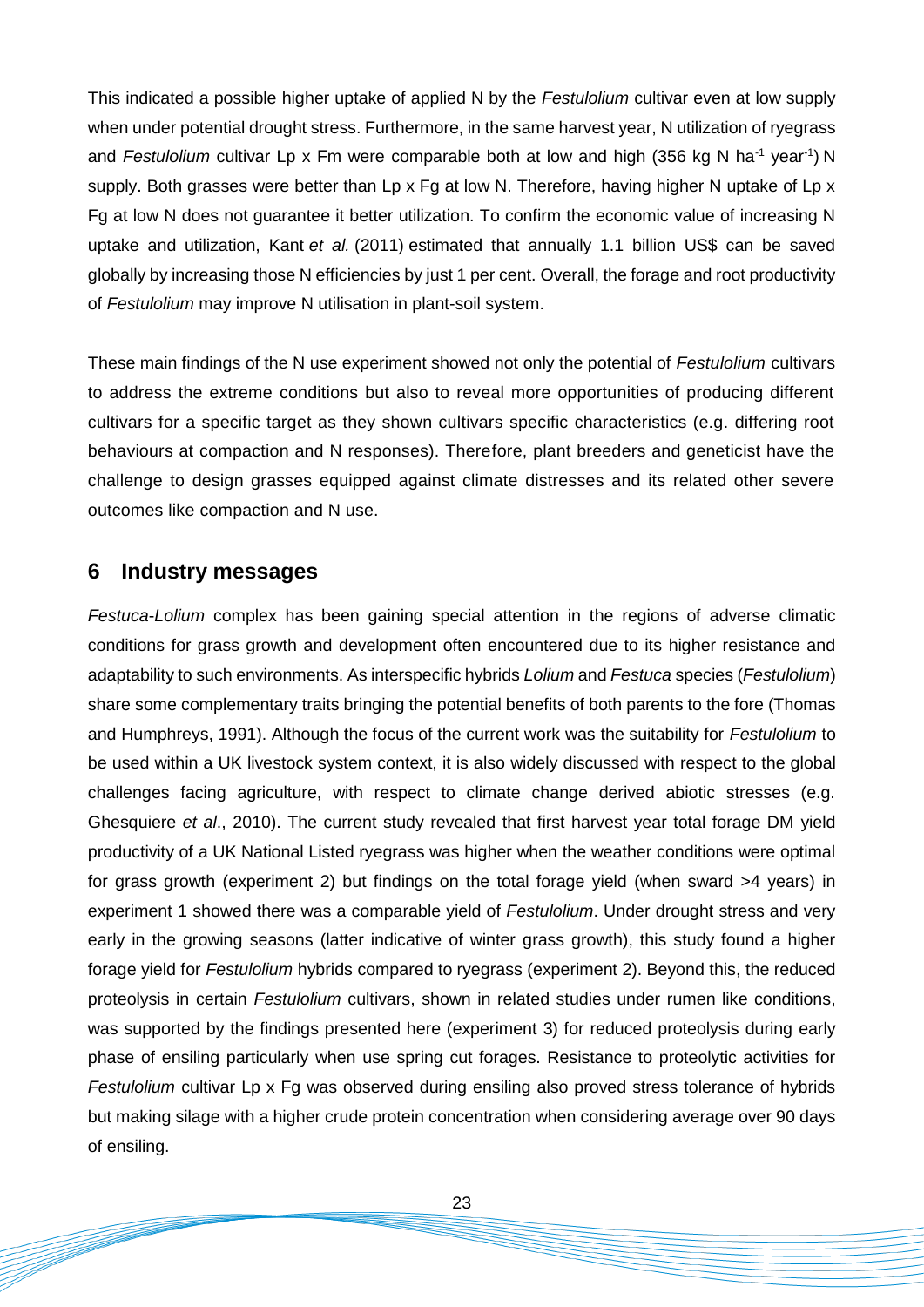This indicated a possible higher uptake of applied N by the *Festulolium* cultivar even at low supply when under potential drought stress. Furthermore, in the same harvest year, N utilization of ryegrass and *Festulolium* cultivar Lp x Fm were comparable both at low and high (356 kg N ha$^{-1}$ year$^{-1}$) N supply. Both grasses were better than Lp x Fg at low N. Therefore, having higher N uptake of Lp x Fg at low N does not guarantee it better utilization. To confirm the economic value of increasing N uptake and utilization, Kant *et al.* (2011) estimated that annually 1.1 billion US$ can be saved globally by increasing those N efficiencies by just 1 per cent. Overall, the forage and root productivity of *Festulolium* may improve N utilisation in plant-soil system.

These main findings of the N use experiment showed not only the potential of *Festulolium* cultivars to address the extreme conditions but also to reveal more opportunities of producing different cultivars for a specific target as they shown cultivars specific characteristics (e.g. differing root behaviours at compaction and N responses). Therefore, plant breeders and geneticist have the challenge to design grasses equipped against climate distresses and its related other severe outcomes like compaction and N use.

## 6 Industry messages

*Festuca-Lolium* complex has been gaining special attention in the regions of adverse climatic conditions for grass growth and development often encountered due to its higher resistance and adaptability to such environments. As interspecific hybrids *Lolium* and *Festuca* species (*Festulolium*) share some complementary traits bringing the potential benefits of both parents to the fore (Thomas and Humphreys, 1991). Although the focus of the current work was the suitability for *Festulolium* to be used within a UK livestock system context, it is also widely discussed with respect to the global challenges facing agriculture, with respect to climate change derived abiotic stresses (e.g. Ghesquiere *et al*., 2010). The current study revealed that first harvest year total forage DM yield productivity of a UK National Listed ryegrass was higher when the weather conditions were optimal for grass growth (experiment 2) but findings on the total forage yield (when sward >4 years) in experiment 1 showed there was a comparable yield of *Festulolium*. Under drought stress and very early in the growing seasons (latter indicative of winter grass growth), this study found a higher forage yield for *Festulolium* hybrids compared to ryegrass (experiment 2). Beyond this, the reduced proteolysis in certain *Festulolium* cultivars, shown in related studies under rumen like conditions, was supported by the findings presented here (experiment 3) for reduced proteolysis during early phase of ensiling particularly when use spring cut forages. Resistance to proteolytic activities for *Festulolium* cultivar Lp x Fg was observed during ensiling also proved stress tolerance of hybrids but making silage with a higher crude protein concentration when considering average over 90 days of ensiling.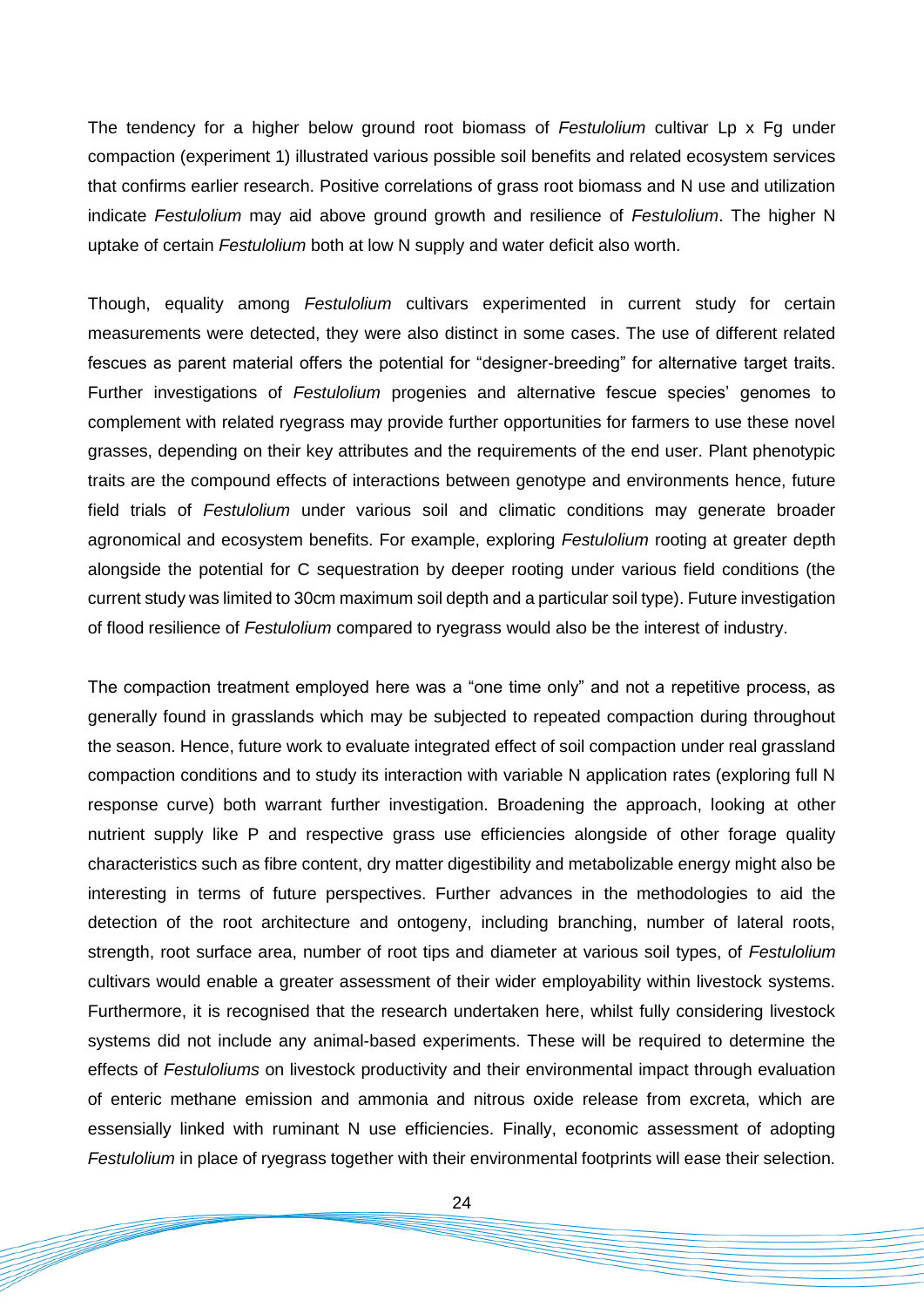The tendency for a higher below ground root biomass of *Festulolium* cultivar Lp x Fg under compaction (experiment 1) illustrated various possible soil benefits and related ecosystem services that confirms earlier research. Positive correlations of grass root biomass and N use and utilization indicate *Festulolium* may aid above ground growth and resilience of *Festulolium*. The higher N uptake of certain *Festulolium* both at low N supply and water deficit also worth.

Though, equality among *Festulolium* cultivars experimented in current study for certain measurements were detected, they were also distinct in some cases. The use of different related fescues as parent material offers the potential for "designer-breeding" for alternative target traits. Further investigations of *Festulolium* progenies and alternative fescue species' genomes to complement with related ryegrass may provide further opportunities for farmers to use these novel grasses, depending on their key attributes and the requirements of the end user. Plant phenotypic traits are the compound effects of interactions between genotype and environments hence, future field trials of *Festulolium* under various soil and climatic conditions may generate broader agronomical and ecosystem benefits. For example, exploring *Festulolium* rooting at greater depth alongside the potential for C sequestration by deeper rooting under various field conditions (the current study was limited to 30cm maximum soil depth and a particular soil type). Future investigation of flood resilience of *Festulolium* compared to ryegrass would also be the interest of industry.

The compaction treatment employed here was a "one time only" and not a repetitive process, as generally found in grasslands which may be subjected to repeated compaction during throughout the season. Hence, future work to evaluate integrated effect of soil compaction under real grassland compaction conditions and to study its interaction with variable N application rates (exploring full N response curve) both warrant further investigation. Broadening the approach, looking at other nutrient supply like P and respective grass use efficiencies alongside of other forage quality characteristics such as fibre content, dry matter digestibility and metabolizable energy might also be interesting in terms of future perspectives. Further advances in the methodologies to aid the detection of the root architecture and ontogeny, including branching, number of lateral roots, strength, root surface area, number of root tips and diameter at various soil types, of *Festulolium* cultivars would enable a greater assessment of their wider employability within livestock systems. Furthermore, it is recognised that the research undertaken here, whilst fully considering livestock systems did not include any animal-based experiments. These will be required to determine the effects of *Festuloliums* on livestock productivity and their environmental impact through evaluation of enteric methane emission and ammonia and nitrous oxide release from excreta, which are essensially linked with ruminant N use efficiencies. Finally, economic assessment of adopting *Festulolium* in place of ryegrass together with their environmental footprints will ease their selection.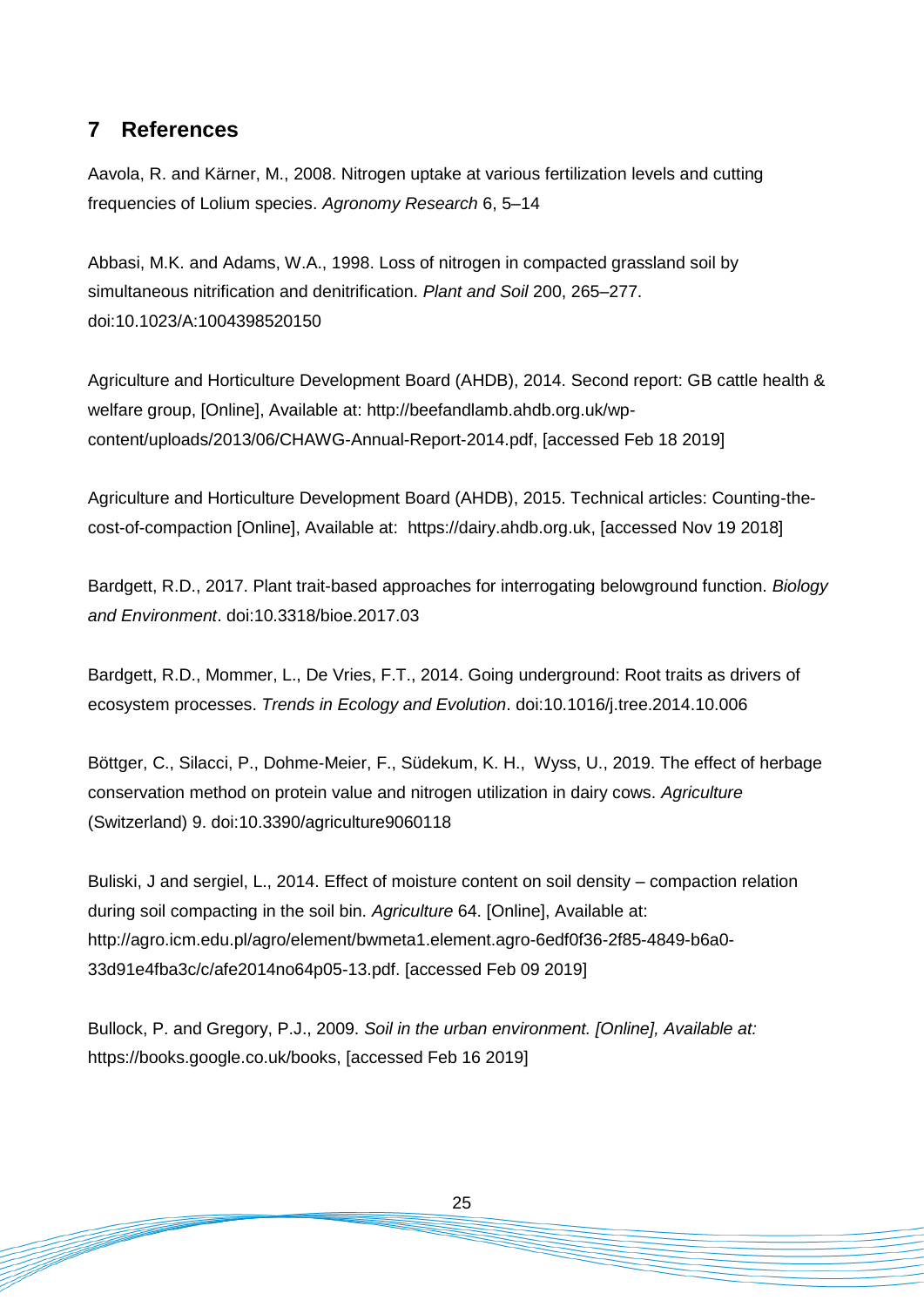## 7 References

Aavola, R. and Kärner, M., 2008. Nitrogen uptake at various fertilization levels and cutting frequencies of Lolium species. *Agronomy Research* 6, 5–14

Abbasi, M.K. and Adams, W.A., 1998. Loss of nitrogen in compacted grassland soil by simultaneous nitrification and denitrification. *Plant and Soil* 200, 265–277. doi:10.1023/A:1004398520150

Agriculture and Horticulture Development Board (AHDB), 2014. Second report: GB cattle health & welfare group, [Online], Available at: http://beefandlamb.ahdb.org.uk/wp-content/uploads/2013/06/CHAWG-Annual-Report-2014.pdf, [accessed Feb 18 2019]

Agriculture and Horticulture Development Board (AHDB), 2015. Technical articles: Counting-the-cost-of-compaction [Online], Available at: https://dairy.ahdb.org.uk, [accessed Nov 19 2018]

Bardgett, R.D., 2017. Plant trait-based approaches for interrogating belowground function. *Biology and Environment*. doi:10.3318/bioe.2017.03

Bardgett, R.D., Mommer, L., De Vries, F.T., 2014. Going underground: Root traits as drivers of ecosystem processes. *Trends in Ecology and Evolution*. doi:10.1016/j.tree.2014.10.006

Böttger, C., Silacci, P., Dohme-Meier, F., Südekum, K. H., Wyss, U., 2019. The effect of herbage conservation method on protein value and nitrogen utilization in dairy cows. *Agriculture* (Switzerland) 9. doi:10.3390/agriculture9060118

Buliski, J and sergiel, L., 2014. Effect of moisture content on soil density – compaction relation during soil compacting in the soil bin. *Agriculture* 64. [Online], Available at: http://agro.icm.edu.pl/agro/element/bwmeta1.element.agro-6edf0f36-2f85-4849-b6a0-33d91e4fba3c/c/afe2014no64p05-13.pdf. [accessed Feb 09 2019]

Bullock, P. and Gregory, P.J., 2009. *Soil in the urban environment. [Online], Available at:* https://books.google.co.uk/books, [accessed Feb 16 2019]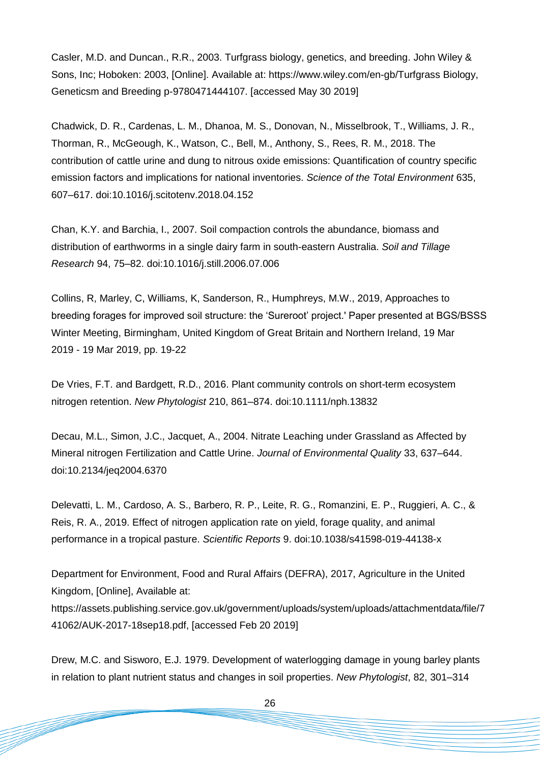Casler, M.D. and Duncan., R.R., 2003. Turfgrass biology, genetics, and breeding. John Wiley & Sons, Inc; Hoboken: 2003, [Online]. Available at: https://www.wiley.com/en-gb/Turfgrass Biology, Geneticsm and Breeding p-9780471444107. [accessed May 30 2019]

Chadwick, D. R., Cardenas, L. M., Dhanoa, M. S., Donovan, N., Misselbrook, T., Williams, J. R., Thorman, R., McGeough, K., Watson, C., Bell, M., Anthony, S., Rees, R. M., 2018. The contribution of cattle urine and dung to nitrous oxide emissions: Quantification of country specific emission factors and implications for national inventories. *Science of the Total Environment* 635, 607–617. doi:10.1016/j.scitotenv.2018.04.152

Chan, K.Y. and Barchia, I., 2007. Soil compaction controls the abundance, biomass and distribution of earthworms in a single dairy farm in south-eastern Australia. *Soil and Tillage Research* 94, 75–82. doi:10.1016/j.still.2006.07.006

Collins, R, Marley, C, Williams, K, Sanderson, R., Humphreys, M.W., 2019, Approaches to breeding forages for improved soil structure: the 'Sureroot' project.' Paper presented at BGS/BSSS Winter Meeting, Birmingham, United Kingdom of Great Britain and Northern Ireland, 19 Mar 2019 - 19 Mar 2019, pp. 19-22

De Vries, F.T. and Bardgett, R.D., 2016. Plant community controls on short-term ecosystem nitrogen retention. *New Phytologist* 210, 861–874. doi:10.1111/nph.13832

Decau, M.L., Simon, J.C., Jacquet, A., 2004. Nitrate Leaching under Grassland as Affected by Mineral nitrogen Fertilization and Cattle Urine. *Journal of Environmental Quality* 33, 637–644. doi:10.2134/jeq2004.6370

Delevatti, L. M., Cardoso, A. S., Barbero, R. P., Leite, R. G., Romanzini, E. P., Ruggieri, A. C., & Reis, R. A., 2019. Effect of nitrogen application rate on yield, forage quality, and animal performance in a tropical pasture. *Scientific Reports* 9. doi:10.1038/s41598-019-44138-x

Department for Environment, Food and Rural Affairs (DEFRA), 2017, Agriculture in the United Kingdom, [Online], Available at: https://assets.publishing.service.gov.uk/government/uploads/system/uploads/attachmentdata/file/741062/AUK-2017-18sep18.pdf, [accessed Feb 20 2019]

Drew, M.C. and Sisworo, E.J. 1979. Development of waterlogging damage in young barley plants in relation to plant nutrient status and changes in soil properties. *New Phytologist*, 82, 301–314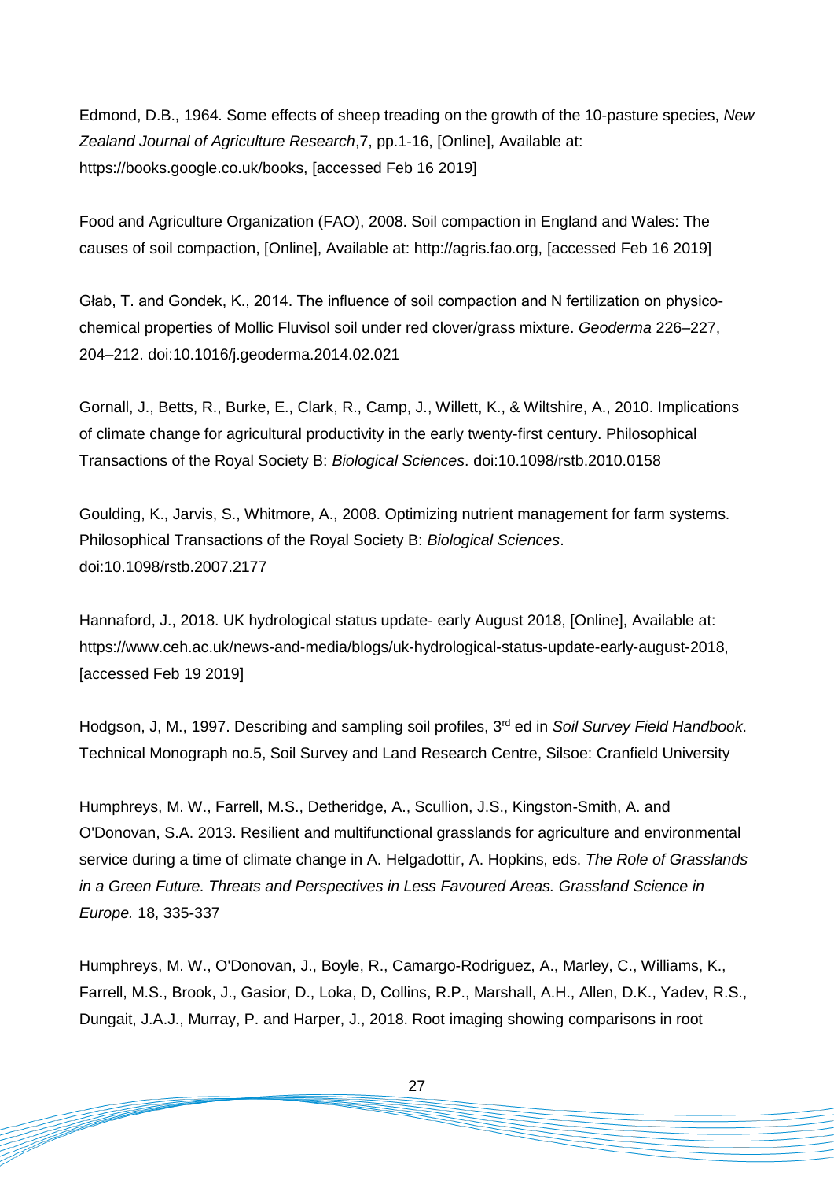Edmond, D.B., 1964. Some effects of sheep treading on the growth of the 10-pasture species, *New Zealand Journal of Agriculture Research*,7, pp.1-16, [Online], Available at: https://books.google.co.uk/books, [accessed Feb 16 2019]

Food and Agriculture Organization (FAO), 2008. Soil compaction in England and Wales: The causes of soil compaction, [Online], Available at: http://agris.fao.org, [accessed Feb 16 2019]

Głab, T. and Gondek, K., 2014. The influence of soil compaction and N fertilization on physico-chemical properties of Mollic Fluvisol soil under red clover/grass mixture. *Geoderma* 226–227, 204–212. doi:10.1016/j.geoderma.2014.02.021

Gornall, J., Betts, R., Burke, E., Clark, R., Camp, J., Willett, K., & Wiltshire, A., 2010. Implications of climate change for agricultural productivity in the early twenty-first century. Philosophical Transactions of the Royal Society B: *Biological Sciences*. doi:10.1098/rstb.2010.0158

Goulding, K., Jarvis, S., Whitmore, A., 2008. Optimizing nutrient management for farm systems. Philosophical Transactions of the Royal Society B: *Biological Sciences*. doi:10.1098/rstb.2007.2177

Hannaford, J., 2018. UK hydrological status update- early August 2018, [Online], Available at: https://www.ceh.ac.uk/news-and-media/blogs/uk-hydrological-status-update-early-august-2018, [accessed Feb 19 2019]

Hodgson, J, M., 1997. Describing and sampling soil profiles, 3rd ed in *Soil Survey Field Handbook*. Technical Monograph no.5, Soil Survey and Land Research Centre, Silsoe: Cranfield University

Humphreys, M. W., Farrell, M.S., Detheridge, A., Scullion, J.S., Kingston-Smith, A. and O'Donovan, S.A. 2013. Resilient and multifunctional grasslands for agriculture and environmental service during a time of climate change in A. Helgadottir, A. Hopkins, eds. *The Role of Grasslands in a Green Future. Threats and Perspectives in Less Favoured Areas. Grassland Science in Europe.* 18, 335-337

Humphreys, M. W., O'Donovan, J., Boyle, R., Camargo-Rodriguez, A., Marley, C., Williams, K., Farrell, M.S., Brook, J., Gasior, D., Loka, D, Collins, R.P., Marshall, A.H., Allen, D.K., Yadev, R.S., Dungait, J.A.J., Murray, P. and Harper, J., 2018. Root imaging showing comparisons in root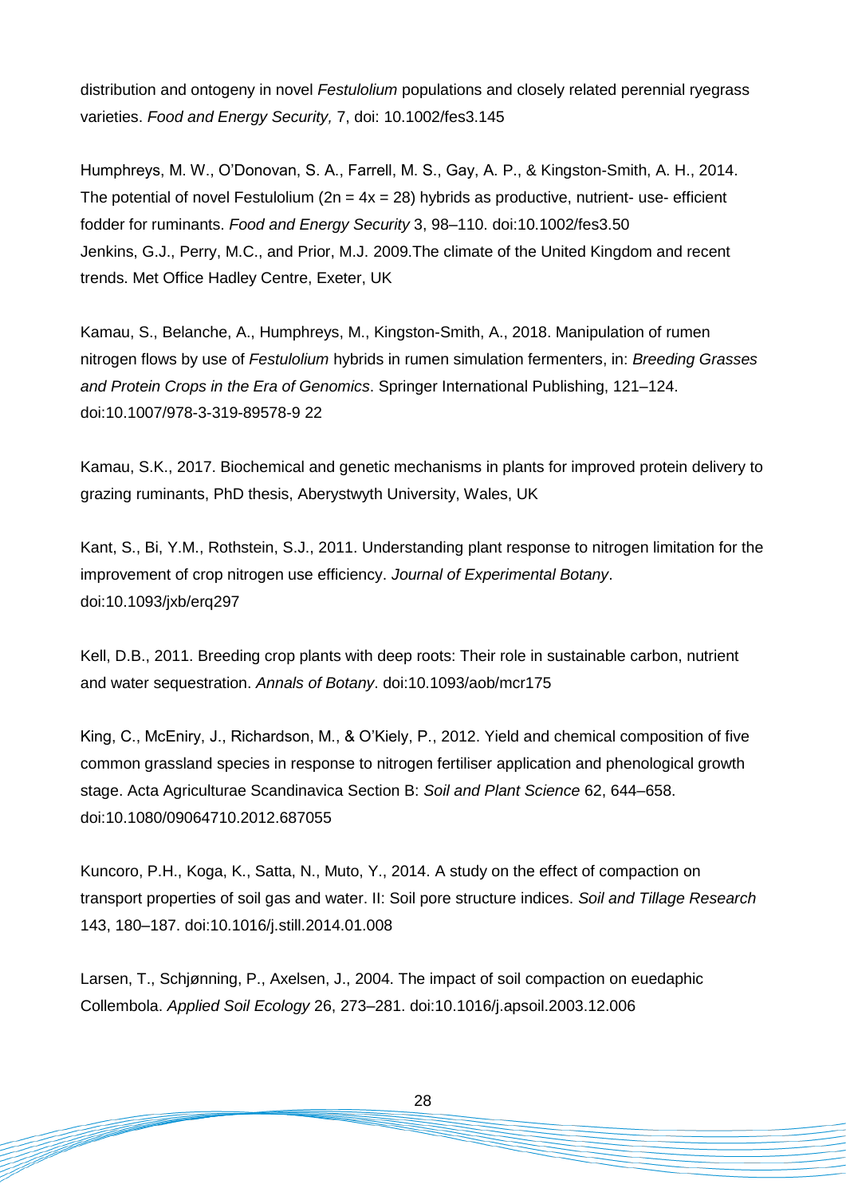distribution and ontogeny in novel *Festulolium* populations and closely related perennial ryegrass varieties. *Food and Energy Security,* 7, doi: 10.1002/fes3.145

Humphreys, M. W., O'Donovan, S. A., Farrell, M. S., Gay, A. P., & Kingston-Smith, A. H., 2014. The potential of novel Festulolium ($2n = 4x = 28$) hybrids as productive, nutrient- use- efficient fodder for ruminants. *Food and Energy Security* 3, 98–110. doi:10.1002/fes3.50

Jenkins, G.J., Perry, M.C., and Prior, M.J. 2009.The climate of the United Kingdom and recent trends. Met Office Hadley Centre, Exeter, UK

Kamau, S., Belanche, A., Humphreys, M., Kingston-Smith, A., 2018. Manipulation of rumen nitrogen flows by use of *Festulolium* hybrids in rumen simulation fermenters, in: *Breeding Grasses and Protein Crops in the Era of Genomics*. Springer International Publishing, 121–124. doi:10.1007/978-3-319-89578-9 22

Kamau, S.K., 2017. Biochemical and genetic mechanisms in plants for improved protein delivery to grazing ruminants, PhD thesis, Aberystwyth University, Wales, UK

Kant, S., Bi, Y.M., Rothstein, S.J., 2011. Understanding plant response to nitrogen limitation for the improvement of crop nitrogen use efficiency. *Journal of Experimental Botany*. doi:10.1093/jxb/erq297

Kell, D.B., 2011. Breeding crop plants with deep roots: Their role in sustainable carbon, nutrient and water sequestration. *Annals of Botany*. doi:10.1093/aob/mcr175

King, C., McEniry, J., Richardson, M., & O'Kiely, P., 2012. Yield and chemical composition of five common grassland species in response to nitrogen fertiliser application and phenological growth stage. Acta Agriculturae Scandinavica Section B: *Soil and Plant Science* 62, 644–658. doi:10.1080/09064710.2012.687055

Kuncoro, P.H., Koga, K., Satta, N., Muto, Y., 2014. A study on the effect of compaction on transport properties of soil gas and water. II: Soil pore structure indices. *Soil and Tillage Research* 143, 180–187. doi:10.1016/j.still.2014.01.008

Larsen, T., Schjønning, P., Axelsen, J., 2004. The impact of soil compaction on euedaphic Collembola. *Applied Soil Ecology* 26, 273–281. doi:10.1016/j.apsoil.2003.12.006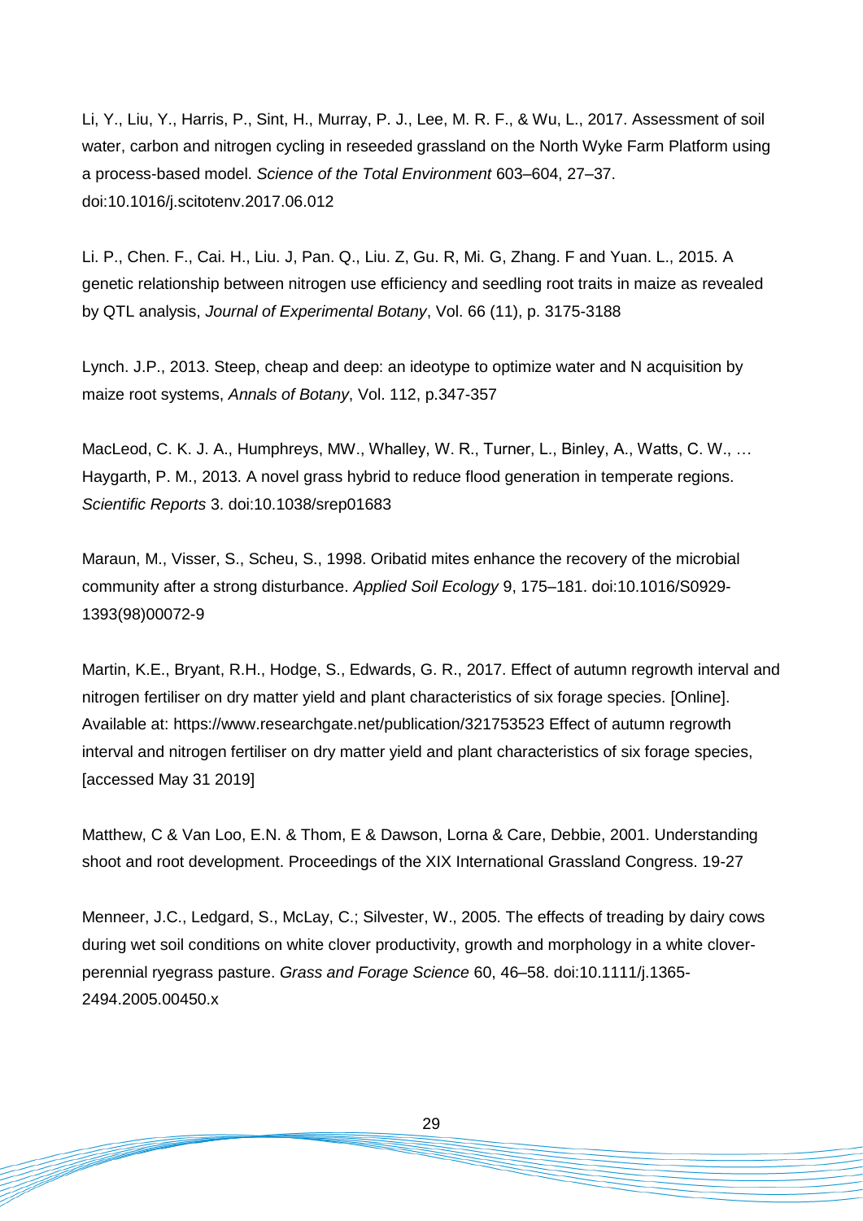Li, Y., Liu, Y., Harris, P., Sint, H., Murray, P. J., Lee, M. R. F., & Wu, L., 2017. Assessment of soil water, carbon and nitrogen cycling in reseeded grassland on the North Wyke Farm Platform using a process-based model. *Science of the Total Environment* 603–604, 27–37. doi:10.1016/j.scitotenv.2017.06.012

Li. P., Chen. F., Cai. H., Liu. J, Pan. Q., Liu. Z, Gu. R, Mi. G, Zhang. F and Yuan. L., 2015. A genetic relationship between nitrogen use efficiency and seedling root traits in maize as revealed by QTL analysis, *Journal of Experimental Botany*, Vol. 66 (11), p. 3175-3188

Lynch. J.P., 2013. Steep, cheap and deep: an ideotype to optimize water and N acquisition by maize root systems, *Annals of Botany*, Vol. 112, p.347-357

MacLeod, C. K. J. A., Humphreys, MW., Whalley, W. R., Turner, L., Binley, A., Watts, C. W., … Haygarth, P. M., 2013. A novel grass hybrid to reduce flood generation in temperate regions. *Scientific Reports* 3. doi:10.1038/srep01683

Maraun, M., Visser, S., Scheu, S., 1998. Oribatid mites enhance the recovery of the microbial community after a strong disturbance. *Applied Soil Ecology* 9, 175–181. doi:10.1016/S0929-1393(98)00072-9

Martin, K.E., Bryant, R.H., Hodge, S., Edwards, G. R., 2017. Effect of autumn regrowth interval and nitrogen fertiliser on dry matter yield and plant characteristics of six forage species. [Online]. Available at: https://www.researchgate.net/publication/321753523 Effect of autumn regrowth interval and nitrogen fertiliser on dry matter yield and plant characteristics of six forage species, [accessed May 31 2019]

Matthew, C & Van Loo, E.N. & Thom, E & Dawson, Lorna & Care, Debbie, 2001. Understanding shoot and root development. Proceedings of the XIX International Grassland Congress. 19-27

Menneer, J.C., Ledgard, S., McLay, C.; Silvester, W., 2005. The effects of treading by dairy cows during wet soil conditions on white clover productivity, growth and morphology in a white clover-perennial ryegrass pasture. *Grass and Forage Science* 60, 46–58. doi:10.1111/j.1365-2494.2005.00450.x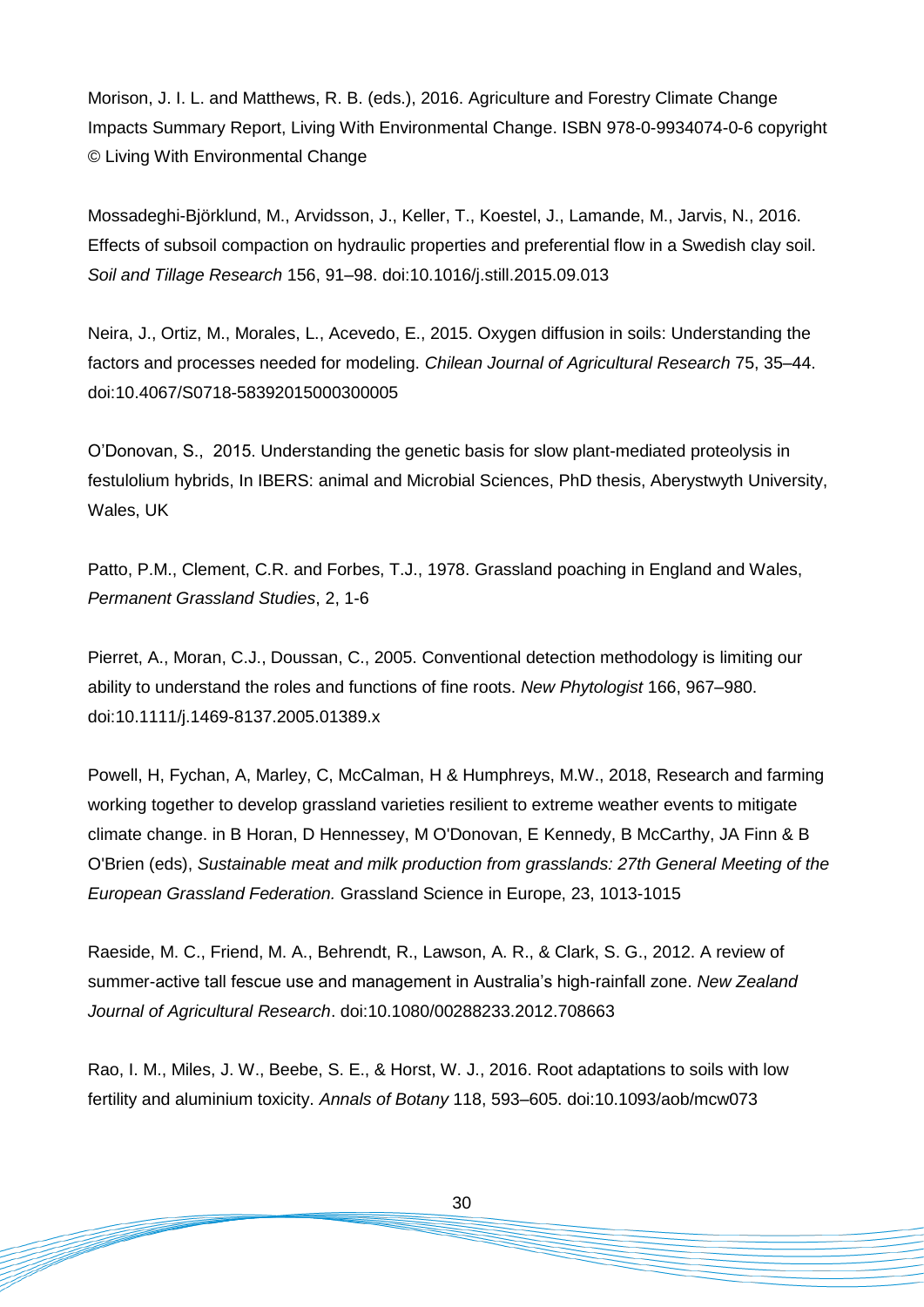Morison, J. I. L. and Matthews, R. B. (eds.), 2016. Agriculture and Forestry Climate Change Impacts Summary Report, Living With Environmental Change. ISBN 978-0-9934074-0-6 copyright © Living With Environmental Change

Mossadeghi-Björklund, M., Arvidsson, J., Keller, T., Koestel, J., Lamande, M., Jarvis, N., 2016. Effects of subsoil compaction on hydraulic properties and preferential flow in a Swedish clay soil. *Soil and Tillage Research* 156, 91–98. doi:10.1016/j.still.2015.09.013

Neira, J., Ortiz, M., Morales, L., Acevedo, E., 2015. Oxygen diffusion in soils: Understanding the factors and processes needed for modeling. *Chilean Journal of Agricultural Research* 75, 35–44. doi:10.4067/S0718-58392015000300005

O'Donovan, S., 2015. Understanding the genetic basis for slow plant-mediated proteolysis in festulolium hybrids, In IBERS: animal and Microbial Sciences, PhD thesis, Aberystwyth University, Wales, UK

Patto, P.M., Clement, C.R. and Forbes, T.J., 1978. Grassland poaching in England and Wales, *Permanent Grassland Studies*, 2, 1-6

Pierret, A., Moran, C.J., Doussan, C., 2005. Conventional detection methodology is limiting our ability to understand the roles and functions of fine roots. *New Phytologist* 166, 967–980. doi:10.1111/j.1469-8137.2005.01389.x

Powell, H, Fychan, A, Marley, C, McCalman, H & Humphreys, M.W., 2018, Research and farming working together to develop grassland varieties resilient to extreme weather events to mitigate climate change. in B Horan, D Hennessey, M O'Donovan, E Kennedy, B McCarthy, JA Finn & B O'Brien (eds), *Sustainable meat and milk production from grasslands: 27th General Meeting of the European Grassland Federation.* Grassland Science in Europe, 23, 1013-1015

Raeside, M. C., Friend, M. A., Behrendt, R., Lawson, A. R., & Clark, S. G., 2012. A review of summer-active tall fescue use and management in Australia's high-rainfall zone. *New Zealand Journal of Agricultural Research*. doi:10.1080/00288233.2012.708663

Rao, I. M., Miles, J. W., Beebe, S. E., & Horst, W. J., 2016. Root adaptations to soils with low fertility and aluminium toxicity. *Annals of Botany* 118, 593–605. doi:10.1093/aob/mcw073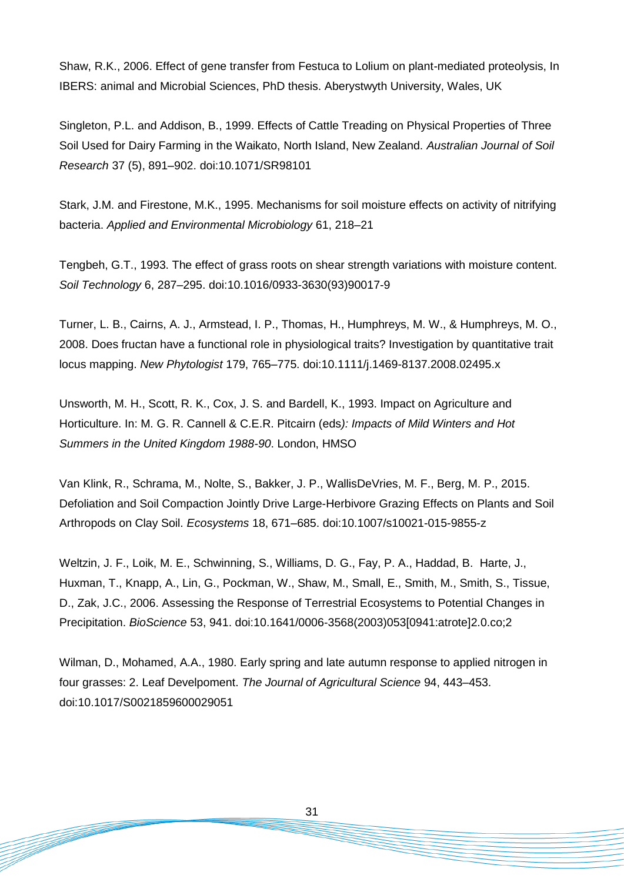Shaw, R.K., 2006. Effect of gene transfer from Festuca to Lolium on plant-mediated proteolysis, In IBERS: animal and Microbial Sciences, PhD thesis. Aberystwyth University, Wales, UK

Singleton, P.L. and Addison, B., 1999. Effects of Cattle Treading on Physical Properties of Three Soil Used for Dairy Farming in the Waikato, North Island, New Zealand. *Australian Journal of Soil Research* 37 (5), 891–902. doi:10.1071/SR98101

Stark, J.M. and Firestone, M.K., 1995. Mechanisms for soil moisture effects on activity of nitrifying bacteria. *Applied and Environmental Microbiology* 61, 218–21

Tengbeh, G.T., 1993. The effect of grass roots on shear strength variations with moisture content. *Soil Technology* 6, 287–295. doi:10.1016/0933-3630(93)90017-9

Turner, L. B., Cairns, A. J., Armstead, I. P., Thomas, H., Humphreys, M. W., & Humphreys, M. O., 2008. Does fructan have a functional role in physiological traits? Investigation by quantitative trait locus mapping. *New Phytologist* 179, 765–775. doi:10.1111/j.1469-8137.2008.02495.x

Unsworth, M. H., Scott, R. K., Cox, J. S. and Bardell, K., 1993. Impact on Agriculture and Horticulture. In: M. G. R. Cannell & C.E.R. Pitcairn (eds*): Impacts of Mild Winters and Hot Summers in the United Kingdom 1988-90*. London, HMSO

Van Klink, R., Schrama, M., Nolte, S., Bakker, J. P., WallisDeVries, M. F., Berg, M. P., 2015. Defoliation and Soil Compaction Jointly Drive Large-Herbivore Grazing Effects on Plants and Soil Arthropods on Clay Soil. *Ecosystems* 18, 671–685. doi:10.1007/s10021-015-9855-z

Weltzin, J. F., Loik, M. E., Schwinning, S., Williams, D. G., Fay, P. A., Haddad, B. Harte, J., Huxman, T., Knapp, A., Lin, G., Pockman, W., Shaw, M., Small, E., Smith, M., Smith, S., Tissue, D., Zak, J.C., 2006. Assessing the Response of Terrestrial Ecosystems to Potential Changes in Precipitation. *BioScience* 53, 941. doi:10.1641/0006-3568(2003)053[0941:atrote]2.0.co;2

Wilman, D., Mohamed, A.A., 1980. Early spring and late autumn response to applied nitrogen in four grasses: 2. Leaf Develpoment. *The Journal of Agricultural Science* 94, 443–453. doi:10.1017/S0021859600029051